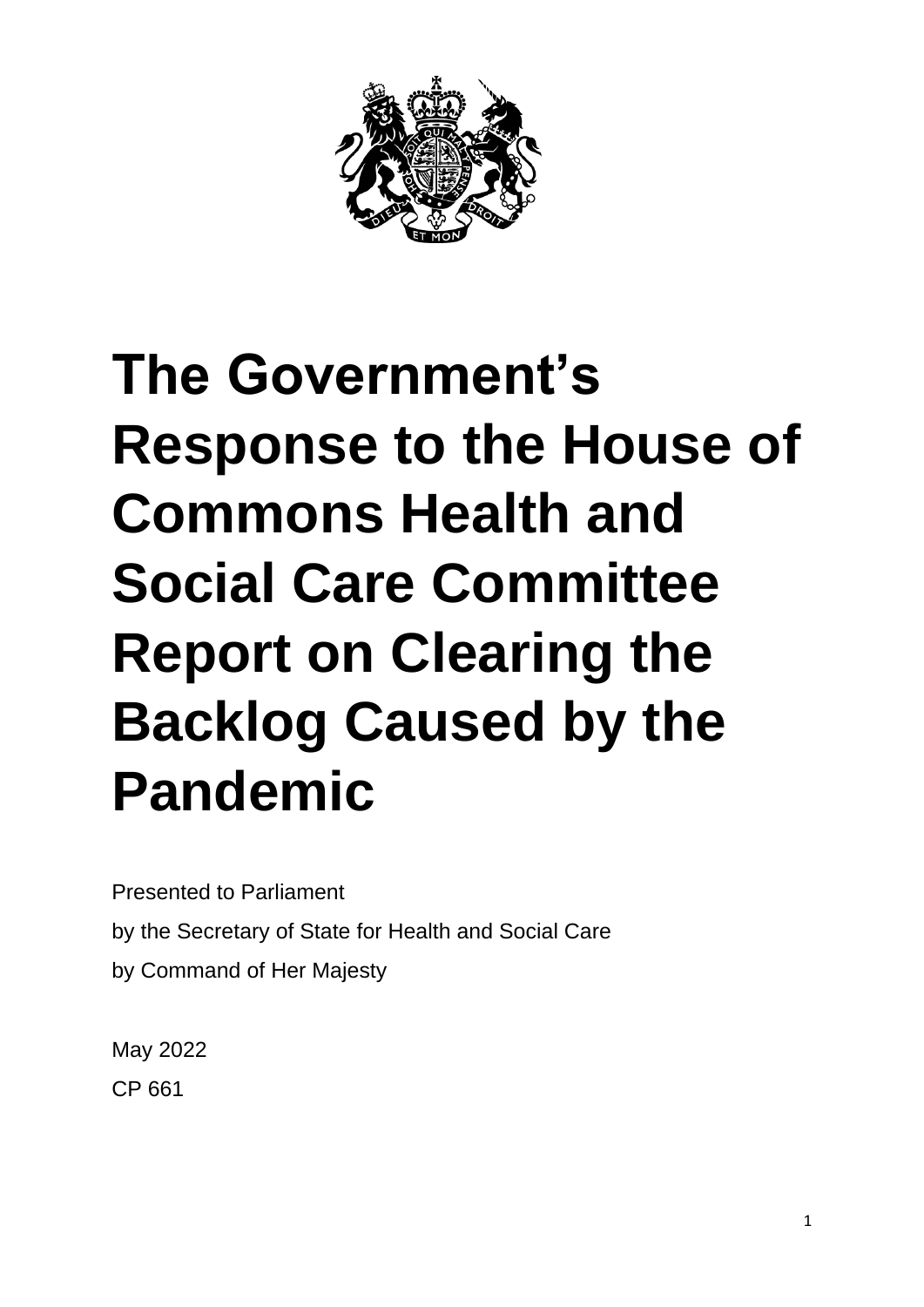# The Government's Response to the House of Commons Health and Social Care Committee Report on Clearing the Backlog Caused by the Pandemic

Presented to Parliament

by the Secretary of State for Health and Social Care

by Command of Her Majesty

May 2022

CP 661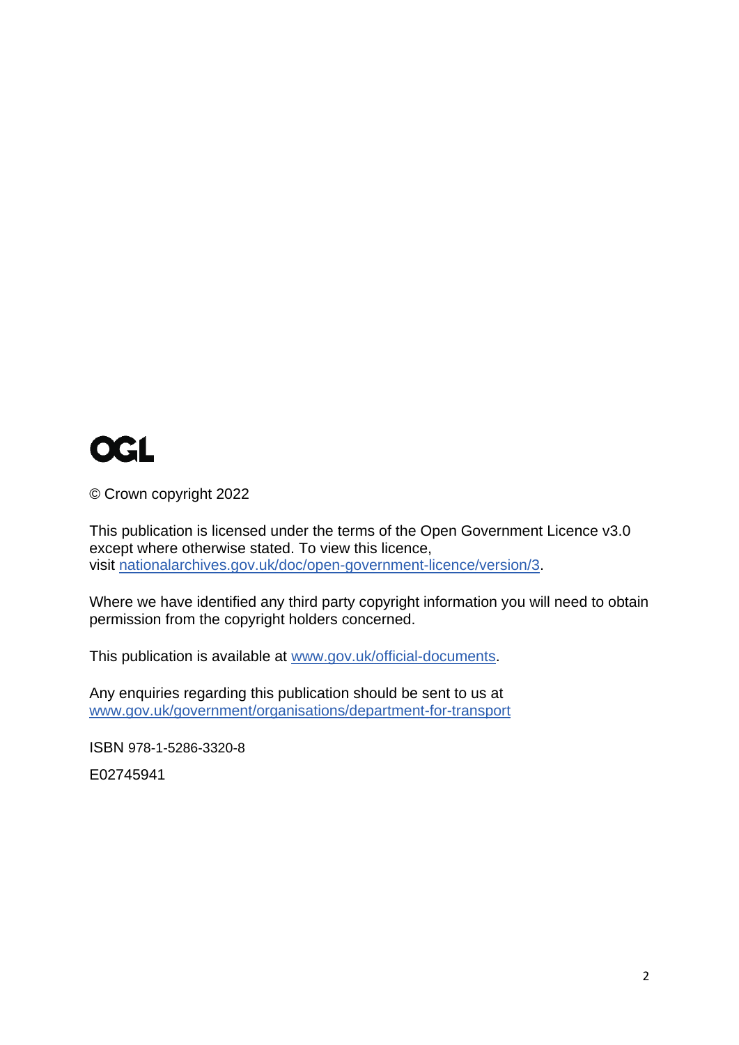OGL

© Crown copyright 2022

This publication is licensed under the terms of the Open Government Licence v3.0 except where otherwise stated. To view this licence, visit nationalarchives.gov.uk/doc/open-government-licence/version/3.

Where we have identified any third party copyright information you will need to obtain permission from the copyright holders concerned.

This publication is available at www.gov.uk/official-documents.

Any enquiries regarding this publication should be sent to us at www.gov.uk/government/organisations/department-for-transport

ISBN 978-1-5286-3320-8

E02745941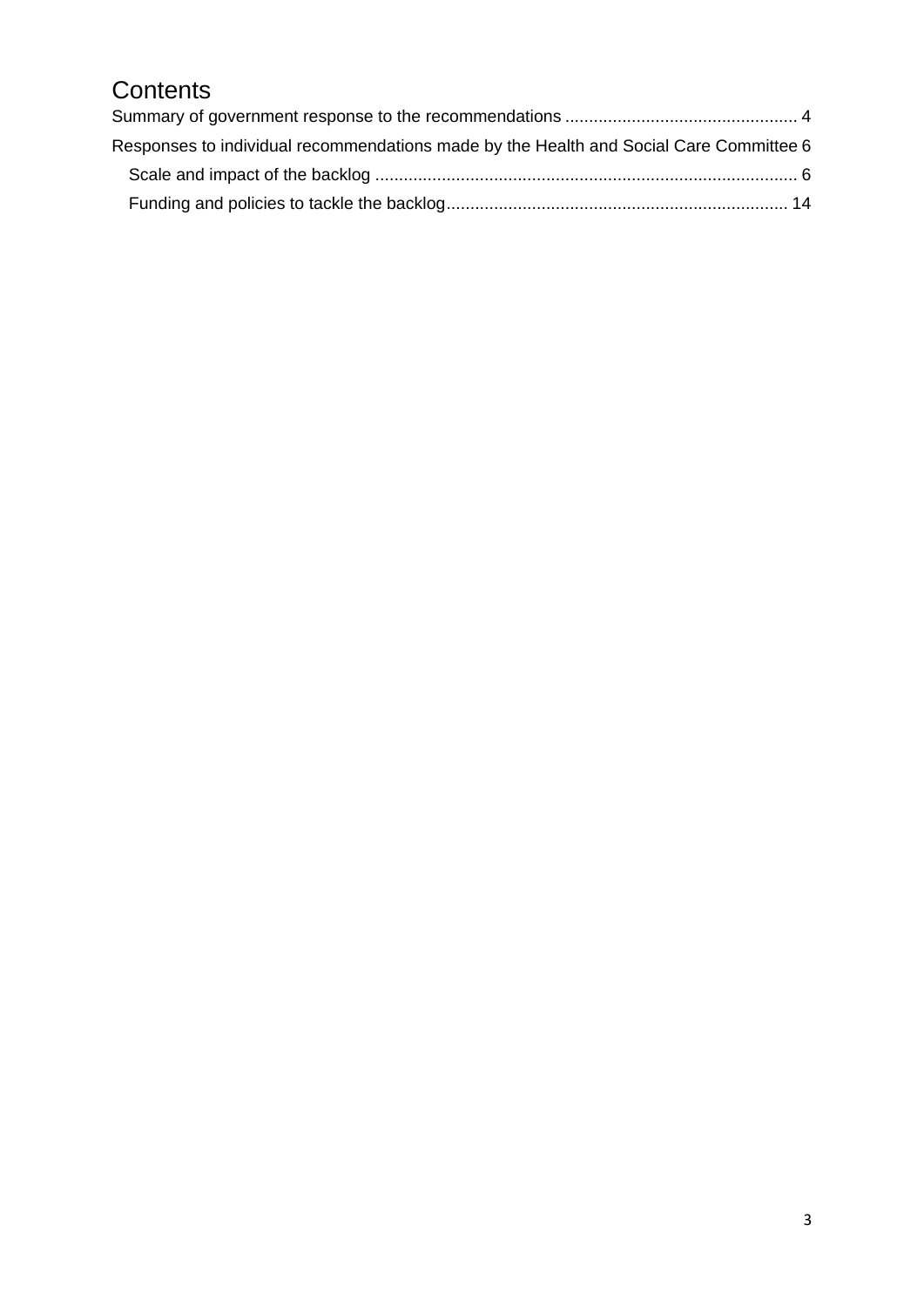# Contents

Summary of government response to the recommendations ................................................ 4

Responses to individual recommendations made by the Health and Social Care Committee 6

- Scale and impact of the backlog ......................................................................................... 6
- Funding and policies to tackle the backlog....................................................................... 14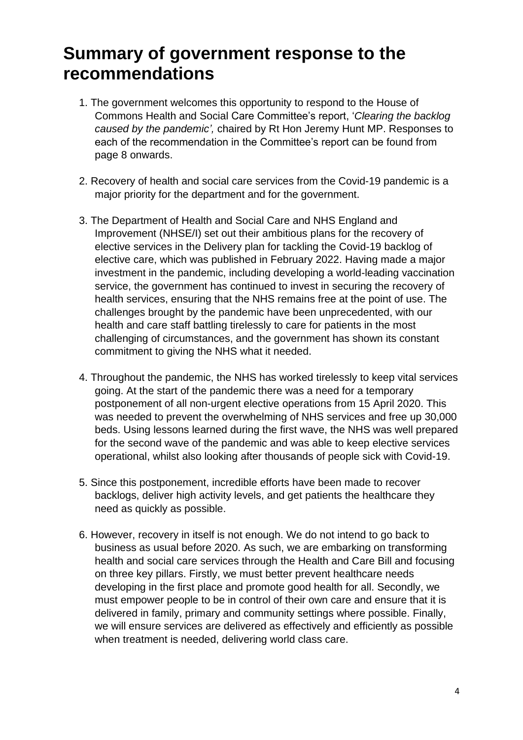# Summary of government response to the recommendations

1. The government welcomes this opportunity to respond to the House of Commons Health and Social Care Committee's report, '*Clearing the backlog caused by the pandemic',* chaired by Rt Hon Jeremy Hunt MP. Responses to each of the recommendation in the Committee's report can be found from page 8 onwards.

2. Recovery of health and social care services from the Covid-19 pandemic is a major priority for the department and for the government.

3. The Department of Health and Social Care and NHS England and Improvement (NHSE/I) set out their ambitious plans for the recovery of elective services in the Delivery plan for tackling the Covid-19 backlog of elective care, which was published in February 2022. Having made a major investment in the pandemic, including developing a world-leading vaccination service, the government has continued to invest in securing the recovery of health services, ensuring that the NHS remains free at the point of use. The challenges brought by the pandemic have been unprecedented, with our health and care staff battling tirelessly to care for patients in the most challenging of circumstances, and the government has shown its constant commitment to giving the NHS what it needed.

4. Throughout the pandemic, the NHS has worked tirelessly to keep vital services going. At the start of the pandemic there was a need for a temporary postponement of all non-urgent elective operations from 15 April 2020. This was needed to prevent the overwhelming of NHS services and free up 30,000 beds. Using lessons learned during the first wave, the NHS was well prepared for the second wave of the pandemic and was able to keep elective services operational, whilst also looking after thousands of people sick with Covid-19.

5. Since this postponement, incredible efforts have been made to recover backlogs, deliver high activity levels, and get patients the healthcare they need as quickly as possible.

6. However, recovery in itself is not enough. We do not intend to go back to business as usual before 2020. As such, we are embarking on transforming health and social care services through the Health and Care Bill and focusing on three key pillars. Firstly, we must better prevent healthcare needs developing in the first place and promote good health for all. Secondly, we must empower people to be in control of their own care and ensure that it is delivered in family, primary and community settings where possible. Finally, we will ensure services are delivered as effectively and efficiently as possible when treatment is needed, delivering world class care.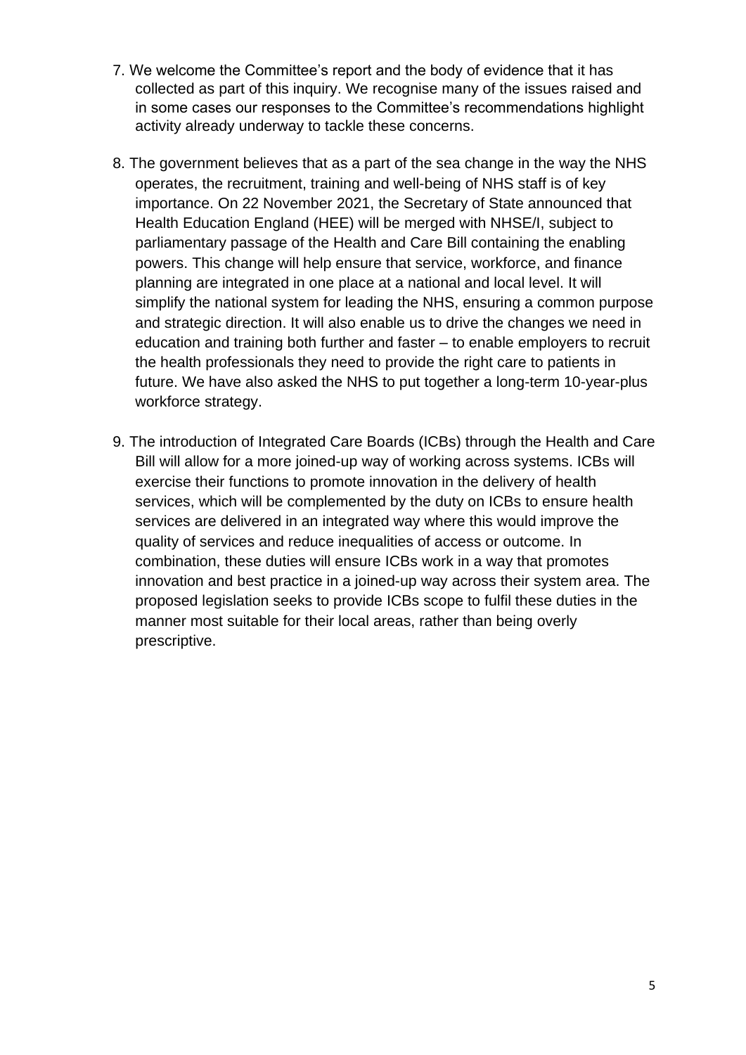7. We welcome the Committee's report and the body of evidence that it has collected as part of this inquiry. We recognise many of the issues raised and in some cases our responses to the Committee's recommendations highlight activity already underway to tackle these concerns.

8. The government believes that as a part of the sea change in the way the NHS operates, the recruitment, training and well-being of NHS staff is of key importance. On 22 November 2021, the Secretary of State announced that Health Education England (HEE) will be merged with NHSE/I, subject to parliamentary passage of the Health and Care Bill containing the enabling powers. This change will help ensure that service, workforce, and finance planning are integrated in one place at a national and local level. It will simplify the national system for leading the NHS, ensuring a common purpose and strategic direction. It will also enable us to drive the changes we need in education and training both further and faster – to enable employers to recruit the health professionals they need to provide the right care to patients in future. We have also asked the NHS to put together a long-term 10-year-plus workforce strategy.

9. The introduction of Integrated Care Boards (ICBs) through the Health and Care Bill will allow for a more joined-up way of working across systems. ICBs will exercise their functions to promote innovation in the delivery of health services, which will be complemented by the duty on ICBs to ensure health services are delivered in an integrated way where this would improve the quality of services and reduce inequalities of access or outcome. In combination, these duties will ensure ICBs work in a way that promotes innovation and best practice in a joined-up way across their system area. The proposed legislation seeks to provide ICBs scope to fulfil these duties in the manner most suitable for their local areas, rather than being overly prescriptive.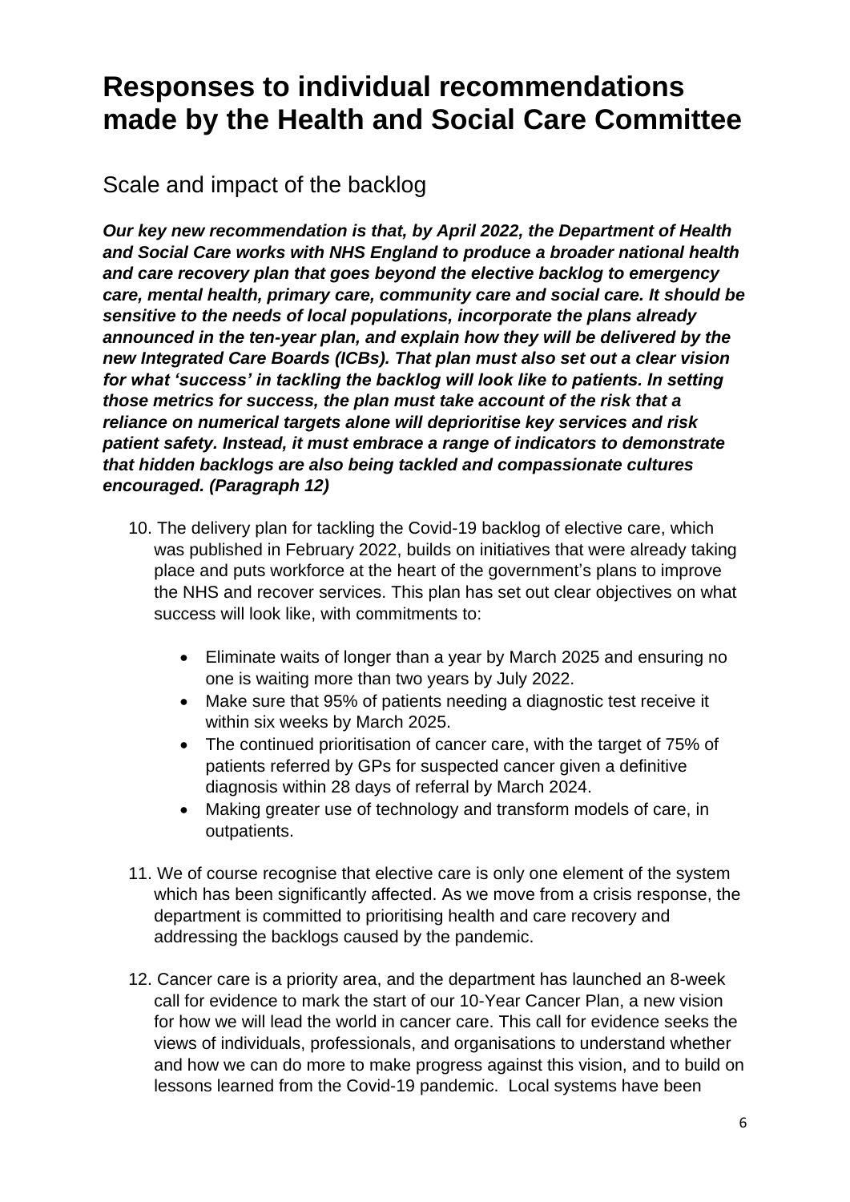# Responses to individual recommendations made by the Health and Social Care Committee

## Scale and impact of the backlog

***Our key new recommendation is that, by April 2022, the Department of Health and Social Care works with NHS England to produce a broader national health and care recovery plan that goes beyond the elective backlog to emergency care, mental health, primary care, community care and social care. It should be sensitive to the needs of local populations, incorporate the plans already announced in the ten-year plan, and explain how they will be delivered by the new Integrated Care Boards (ICBs). That plan must also set out a clear vision for what 'success' in tackling the backlog will look like to patients. In setting those metrics for success, the plan must take account of the risk that a reliance on numerical targets alone will deprioritise key services and risk patient safety. Instead, it must embrace a range of indicators to demonstrate that hidden backlogs are also being tackled and compassionate cultures encouraged. (Paragraph 12)***

10. The delivery plan for tackling the Covid-19 backlog of elective care, which was published in February 2022, builds on initiatives that were already taking place and puts workforce at the heart of the government's plans to improve the NHS and recover services. This plan has set out clear objectives on what success will look like, with commitments to:

    - Eliminate waits of longer than a year by March 2025 and ensuring no one is waiting more than two years by July 2022.
    - Make sure that 95% of patients needing a diagnostic test receive it within six weeks by March 2025.
    - The continued prioritisation of cancer care, with the target of 75% of patients referred by GPs for suspected cancer given a definitive diagnosis within 28 days of referral by March 2024.
    - Making greater use of technology and transform models of care, in outpatients.

11. We of course recognise that elective care is only one element of the system which has been significantly affected. As we move from a crisis response, the department is committed to prioritising health and care recovery and addressing the backlogs caused by the pandemic.

12. Cancer care is a priority area, and the department has launched an 8-week call for evidence to mark the start of our 10-Year Cancer Plan, a new vision for how we will lead the world in cancer care. This call for evidence seeks the views of individuals, professionals, and organisations to understand whether and how we can do more to make progress against this vision, and to build on lessons learned from the Covid-19 pandemic. Local systems have been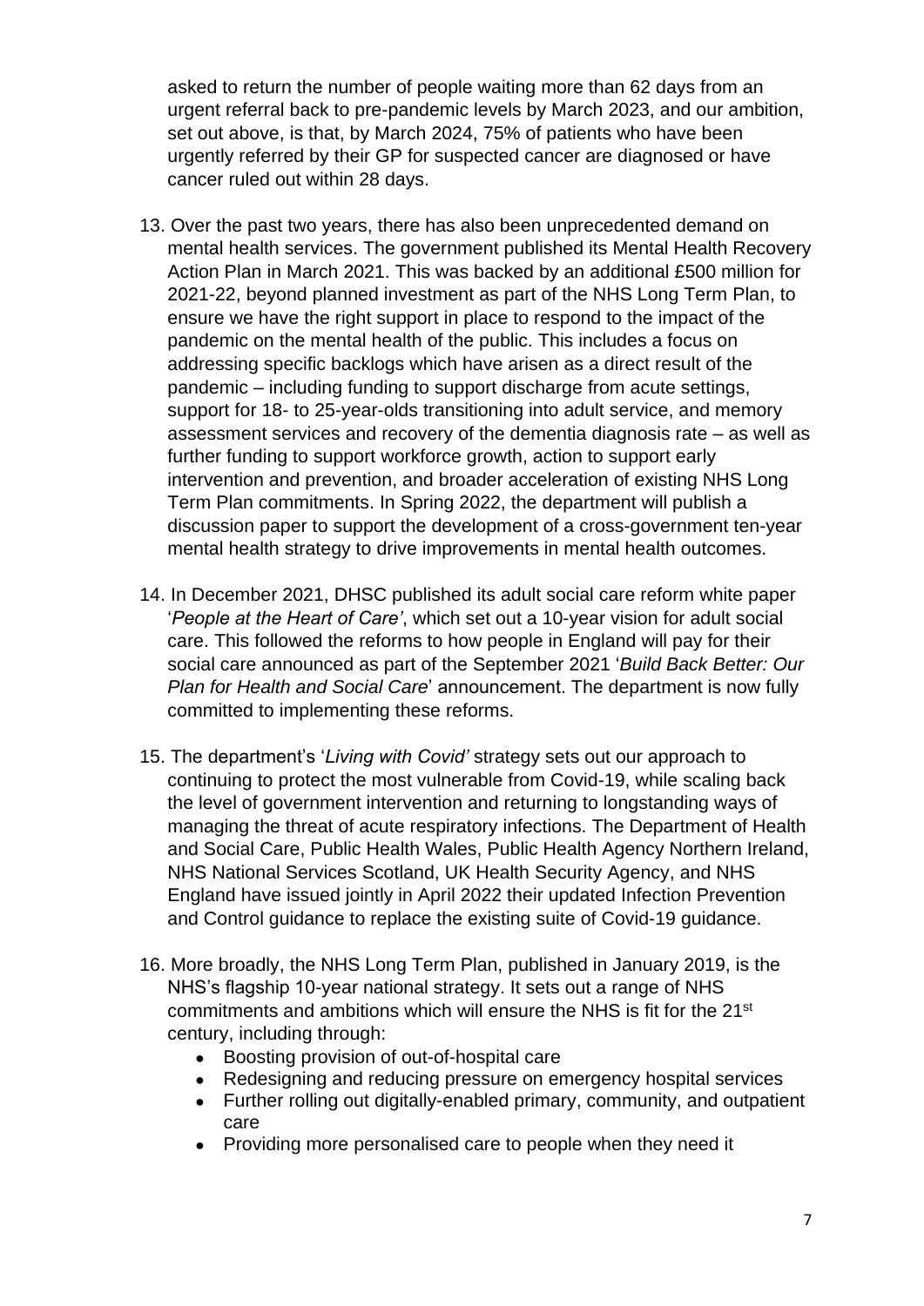asked to return the number of people waiting more than 62 days from an urgent referral back to pre-pandemic levels by March 2023, and our ambition, set out above, is that, by March 2024, 75% of patients who have been urgently referred by their GP for suspected cancer are diagnosed or have cancer ruled out within 28 days.

13. Over the past two years, there has also been unprecedented demand on mental health services. The government published its Mental Health Recovery Action Plan in March 2021. This was backed by an additional £500 million for 2021-22, beyond planned investment as part of the NHS Long Term Plan, to ensure we have the right support in place to respond to the impact of the pandemic on the mental health of the public. This includes a focus on addressing specific backlogs which have arisen as a direct result of the pandemic – including funding to support discharge from acute settings, support for 18- to 25-year-olds transitioning into adult service, and memory assessment services and recovery of the dementia diagnosis rate – as well as further funding to support workforce growth, action to support early intervention and prevention, and broader acceleration of existing NHS Long Term Plan commitments. In Spring 2022, the department will publish a discussion paper to support the development of a cross-government ten-year mental health strategy to drive improvements in mental health outcomes.

14. In December 2021, DHSC published its adult social care reform white paper '*People at the Heart of Care'*, which set out a 10-year vision for adult social care. This followed the reforms to how people in England will pay for their social care announced as part of the September 2021 '*Build Back Better: Our Plan for Health and Social Care*' announcement. The department is now fully committed to implementing these reforms.

15. The department's '*Living with Covid'* strategy sets out our approach to continuing to protect the most vulnerable from Covid-19, while scaling back the level of government intervention and returning to longstanding ways of managing the threat of acute respiratory infections. The Department of Health and Social Care, Public Health Wales, Public Health Agency Northern Ireland, NHS National Services Scotland, UK Health Security Agency, and NHS England have issued jointly in April 2022 their updated Infection Prevention and Control guidance to replace the existing suite of Covid-19 guidance.

16. More broadly, the NHS Long Term Plan, published in January 2019, is the NHS's flagship 10-year national strategy. It sets out a range of NHS commitments and ambitions which will ensure the NHS is fit for the 21st century, including through:
    - Boosting provision of out-of-hospital care
    - Redesigning and reducing pressure on emergency hospital services
    - Further rolling out digitally-enabled primary, community, and outpatient care
    - Providing more personalised care to people when they need it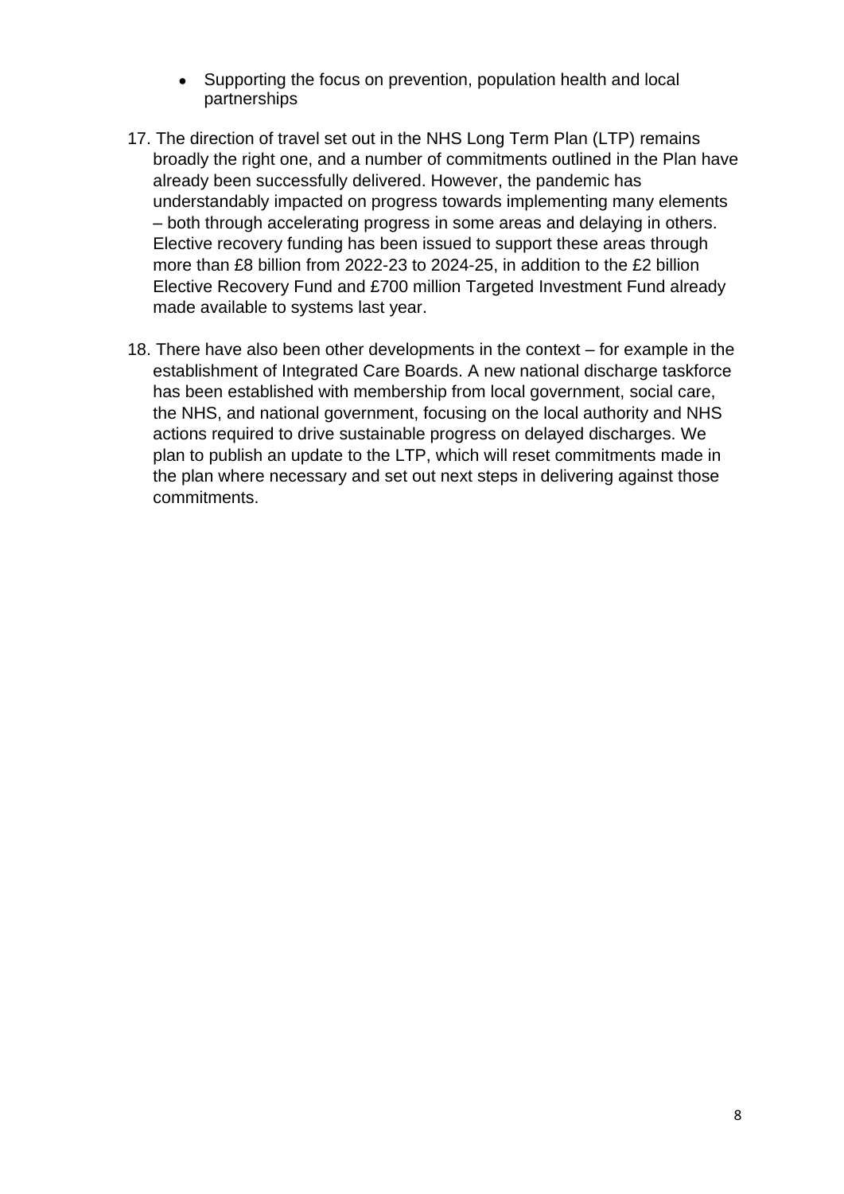- Supporting the focus on prevention, population health and local partnerships

17. The direction of travel set out in the NHS Long Term Plan (LTP) remains broadly the right one, and a number of commitments outlined in the Plan have already been successfully delivered. However, the pandemic has understandably impacted on progress towards implementing many elements – both through accelerating progress in some areas and delaying in others. Elective recovery funding has been issued to support these areas through more than £8 billion from 2022-23 to 2024-25, in addition to the £2 billion Elective Recovery Fund and £700 million Targeted Investment Fund already made available to systems last year.

18. There have also been other developments in the context – for example in the establishment of Integrated Care Boards. A new national discharge taskforce has been established with membership from local government, social care, the NHS, and national government, focusing on the local authority and NHS actions required to drive sustainable progress on delayed discharges. We plan to publish an update to the LTP, which will reset commitments made in the plan where necessary and set out next steps in delivering against those commitments.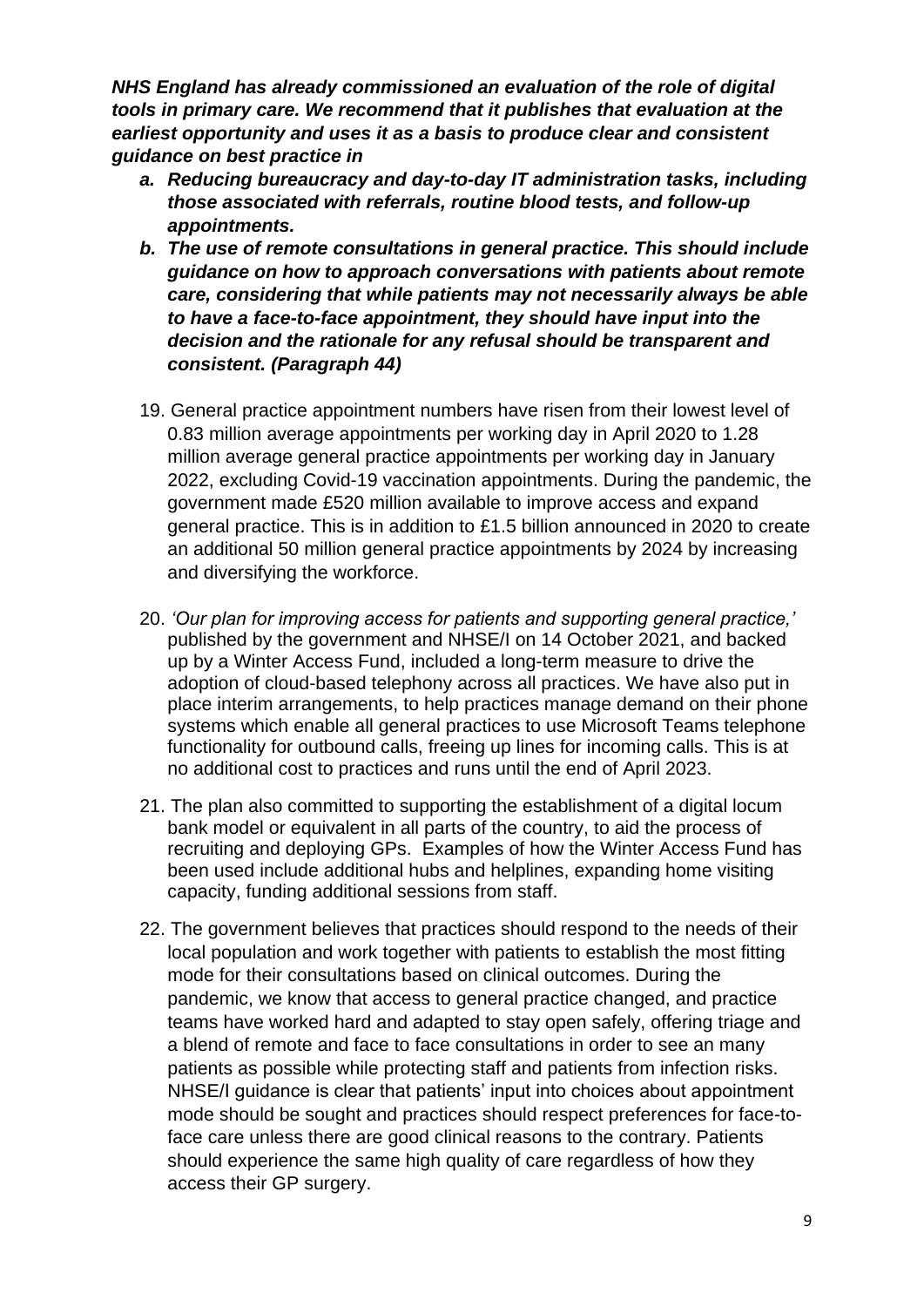***NHS England has already commissioned an evaluation of the role of digital tools in primary care. We recommend that it publishes that evaluation at the earliest opportunity and uses it as a basis to produce clear and consistent guidance on best practice in***

- ***a. Reducing bureaucracy and day-to-day IT administration tasks, including those associated with referrals, routine blood tests, and follow-up appointments.***
- ***b. The use of remote consultations in general practice. This should include guidance on how to approach conversations with patients about remote care, considering that while patients may not necessarily always be able to have a face-to-face appointment, they should have input into the decision and the rationale for any refusal should be transparent and consistent. (Paragraph 44)***

19. General practice appointment numbers have risen from their lowest level of 0.83 million average appointments per working day in April 2020 to 1.28 million average general practice appointments per working day in January 2022, excluding Covid-19 vaccination appointments. During the pandemic, the government made £520 million available to improve access and expand general practice. This is in addition to £1.5 billion announced in 2020 to create an additional 50 million general practice appointments by 2024 by increasing and diversifying the workforce.

20. *'Our plan for improving access for patients and supporting general practice,'* published by the government and NHSE/I on 14 October 2021, and backed up by a Winter Access Fund, included a long-term measure to drive the adoption of cloud-based telephony across all practices. We have also put in place interim arrangements, to help practices manage demand on their phone systems which enable all general practices to use Microsoft Teams telephone functionality for outbound calls, freeing up lines for incoming calls. This is at no additional cost to practices and runs until the end of April 2023.

21. The plan also committed to supporting the establishment of a digital locum bank model or equivalent in all parts of the country, to aid the process of recruiting and deploying GPs. Examples of how the Winter Access Fund has been used include additional hubs and helplines, expanding home visiting capacity, funding additional sessions from staff.

22. The government believes that practices should respond to the needs of their local population and work together with patients to establish the most fitting mode for their consultations based on clinical outcomes. During the pandemic, we know that access to general practice changed, and practice teams have worked hard and adapted to stay open safely, offering triage and a blend of remote and face to face consultations in order to see an many patients as possible while protecting staff and patients from infection risks. NHSE/I guidance is clear that patients' input into choices about appointment mode should be sought and practices should respect preferences for face-to-face care unless there are good clinical reasons to the contrary. Patients should experience the same high quality of care regardless of how they access their GP surgery.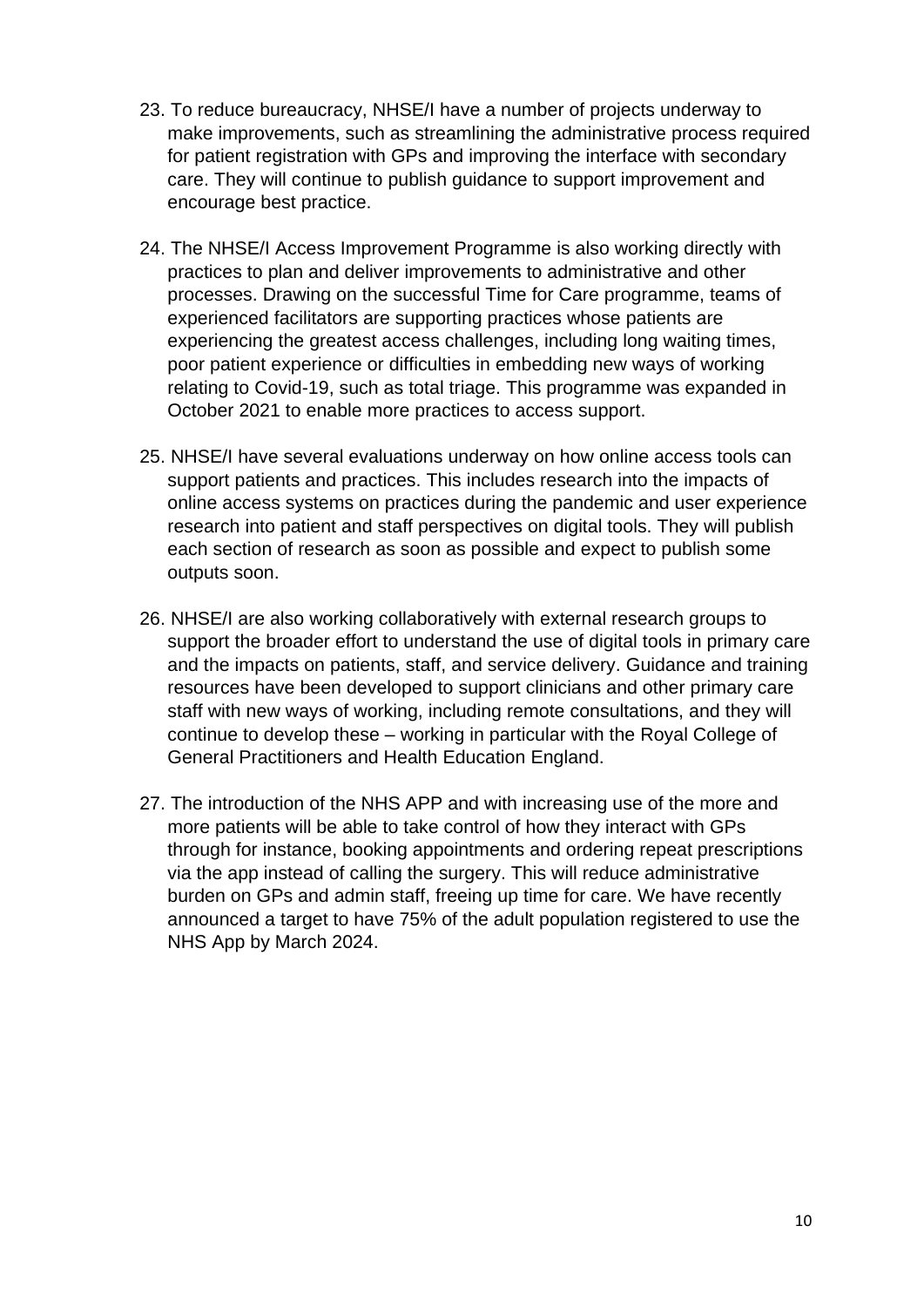23. To reduce bureaucracy, NHSE/I have a number of projects underway to make improvements, such as streamlining the administrative process required for patient registration with GPs and improving the interface with secondary care. They will continue to publish guidance to support improvement and encourage best practice.

24. The NHSE/I Access Improvement Programme is also working directly with practices to plan and deliver improvements to administrative and other processes. Drawing on the successful Time for Care programme, teams of experienced facilitators are supporting practices whose patients are experiencing the greatest access challenges, including long waiting times, poor patient experience or difficulties in embedding new ways of working relating to Covid-19, such as total triage. This programme was expanded in October 2021 to enable more practices to access support.

25. NHSE/I have several evaluations underway on how online access tools can support patients and practices. This includes research into the impacts of online access systems on practices during the pandemic and user experience research into patient and staff perspectives on digital tools. They will publish each section of research as soon as possible and expect to publish some outputs soon.

26. NHSE/I are also working collaboratively with external research groups to support the broader effort to understand the use of digital tools in primary care and the impacts on patients, staff, and service delivery. Guidance and training resources have been developed to support clinicians and other primary care staff with new ways of working, including remote consultations, and they will continue to develop these – working in particular with the Royal College of General Practitioners and Health Education England.

27. The introduction of the NHS APP and with increasing use of the more and more patients will be able to take control of how they interact with GPs through for instance, booking appointments and ordering repeat prescriptions via the app instead of calling the surgery. This will reduce administrative burden on GPs and admin staff, freeing up time for care. We have recently announced a target to have 75% of the adult population registered to use the NHS App by March 2024.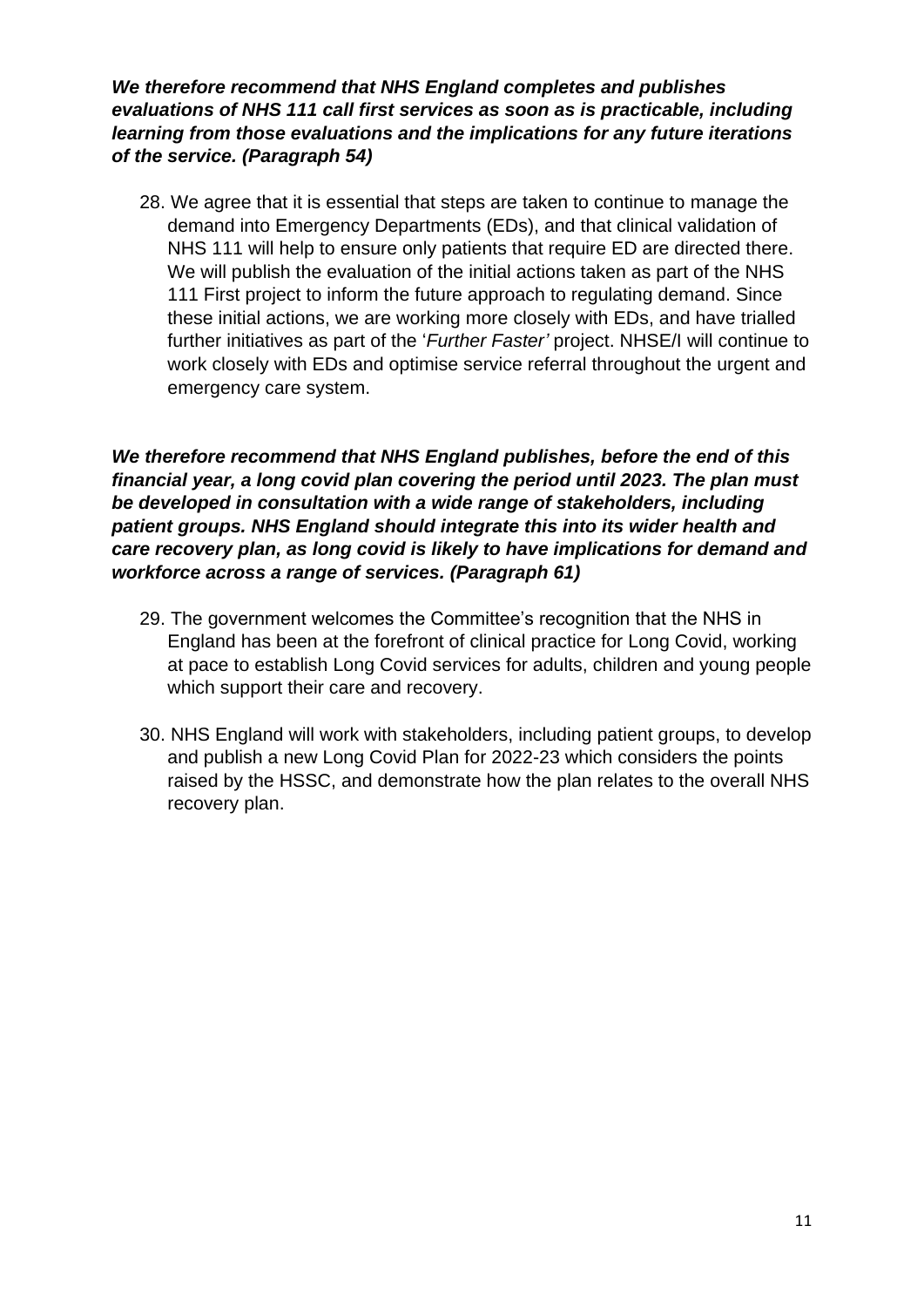***We therefore recommend that NHS England completes and publishes evaluations of NHS 111 call first services as soon as is practicable, including learning from those evaluations and the implications for any future iterations of the service. (Paragraph 54)***

28. We agree that it is essential that steps are taken to continue to manage the demand into Emergency Departments (EDs), and that clinical validation of NHS 111 will help to ensure only patients that require ED are directed there. We will publish the evaluation of the initial actions taken as part of the NHS 111 First project to inform the future approach to regulating demand. Since these initial actions, we are working more closely with EDs, and have trialled further initiatives as part of the '*Further Faster'* project. NHSE/I will continue to work closely with EDs and optimise service referral throughout the urgent and emergency care system.

***We therefore recommend that NHS England publishes, before the end of this financial year, a long covid plan covering the period until 2023. The plan must be developed in consultation with a wide range of stakeholders, including patient groups. NHS England should integrate this into its wider health and care recovery plan, as long covid is likely to have implications for demand and workforce across a range of services. (Paragraph 61)***

29. The government welcomes the Committee's recognition that the NHS in England has been at the forefront of clinical practice for Long Covid, working at pace to establish Long Covid services for adults, children and young people which support their care and recovery.

30. NHS England will work with stakeholders, including patient groups, to develop and publish a new Long Covid Plan for 2022-23 which considers the points raised by the HSSC, and demonstrate how the plan relates to the overall NHS recovery plan.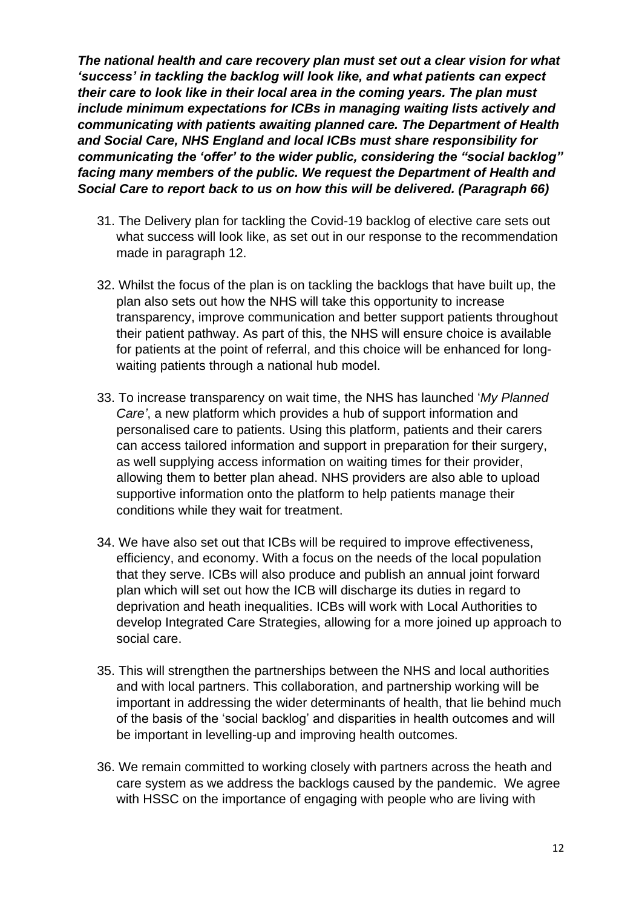***The national health and care recovery plan must set out a clear vision for what 'success' in tackling the backlog will look like, and what patients can expect their care to look like in their local area in the coming years. The plan must include minimum expectations for ICBs in managing waiting lists actively and communicating with patients awaiting planned care. The Department of Health and Social Care, NHS England and local ICBs must share responsibility for communicating the 'offer' to the wider public, considering the "social backlog" facing many members of the public. We request the Department of Health and Social Care to report back to us on how this will be delivered. (Paragraph 66)***

31. The Delivery plan for tackling the Covid-19 backlog of elective care sets out what success will look like, as set out in our response to the recommendation made in paragraph 12.

32. Whilst the focus of the plan is on tackling the backlogs that have built up, the plan also sets out how the NHS will take this opportunity to increase transparency, improve communication and better support patients throughout their patient pathway. As part of this, the NHS will ensure choice is available for patients at the point of referral, and this choice will be enhanced for long-waiting patients through a national hub model.

33. To increase transparency on wait time, the NHS has launched '*My Planned Care'*, a new platform which provides a hub of support information and personalised care to patients. Using this platform, patients and their carers can access tailored information and support in preparation for their surgery, as well supplying access information on waiting times for their provider, allowing them to better plan ahead. NHS providers are also able to upload supportive information onto the platform to help patients manage their conditions while they wait for treatment.

34. We have also set out that ICBs will be required to improve effectiveness, efficiency, and economy. With a focus on the needs of the local population that they serve. ICBs will also produce and publish an annual joint forward plan which will set out how the ICB will discharge its duties in regard to deprivation and heath inequalities. ICBs will work with Local Authorities to develop Integrated Care Strategies, allowing for a more joined up approach to social care.

35. This will strengthen the partnerships between the NHS and local authorities and with local partners. This collaboration, and partnership working will be important in addressing the wider determinants of health, that lie behind much of the basis of the 'social backlog' and disparities in health outcomes and will be important in levelling-up and improving health outcomes.

36. We remain committed to working closely with partners across the heath and care system as we address the backlogs caused by the pandemic. We agree with HSSC on the importance of engaging with people who are living with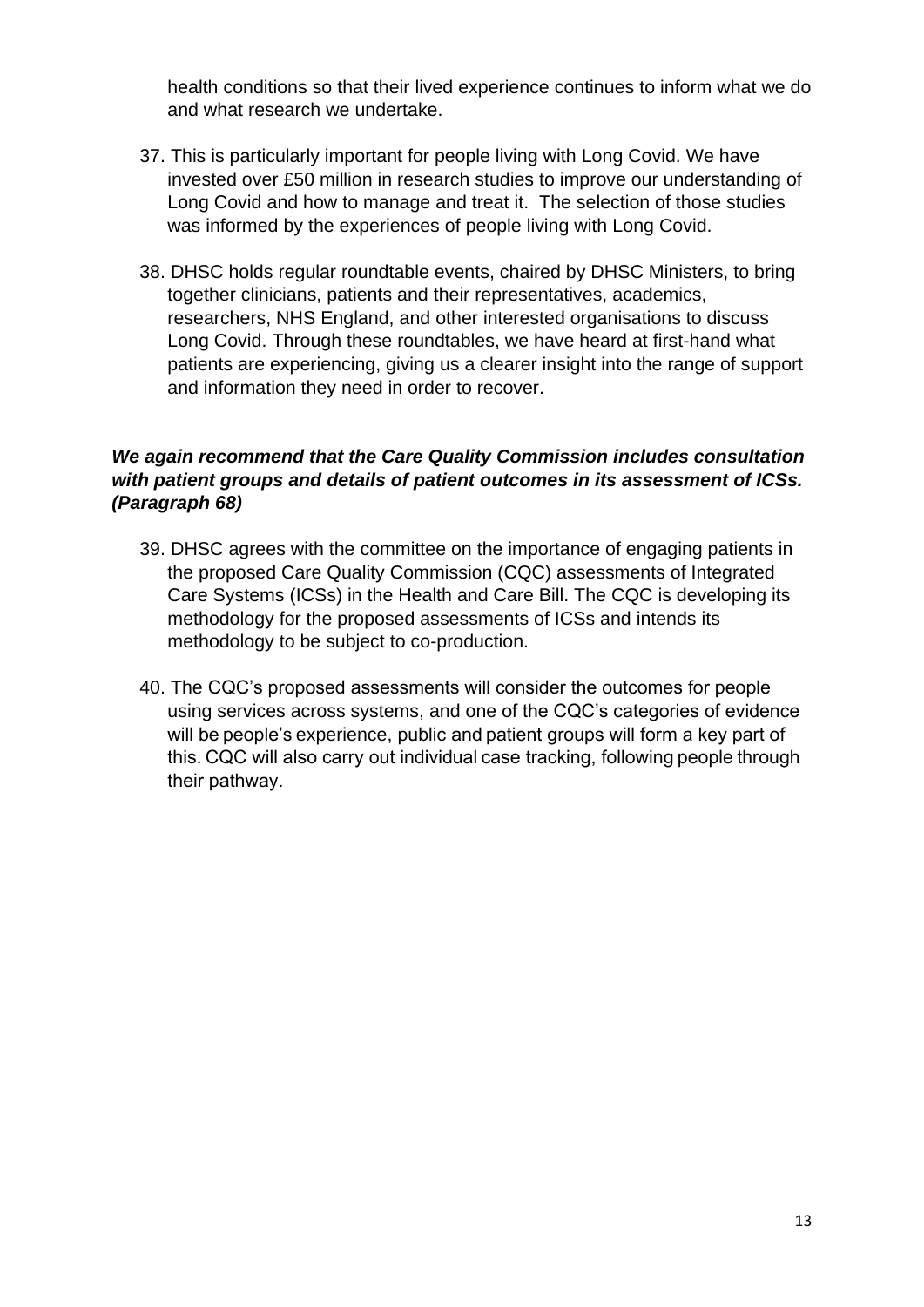health conditions so that their lived experience continues to inform what we do and what research we undertake.

37. This is particularly important for people living with Long Covid. We have invested over £50 million in research studies to improve our understanding of Long Covid and how to manage and treat it. The selection of those studies was informed by the experiences of people living with Long Covid.

38. DHSC holds regular roundtable events, chaired by DHSC Ministers, to bring together clinicians, patients and their representatives, academics, researchers, NHS England, and other interested organisations to discuss Long Covid. Through these roundtables, we have heard at first-hand what patients are experiencing, giving us a clearer insight into the range of support and information they need in order to recover.

***We again recommend that the Care Quality Commission includes consultation with patient groups and details of patient outcomes in its assessment of ICSs. (Paragraph 68)***

39. DHSC agrees with the committee on the importance of engaging patients in the proposed Care Quality Commission (CQC) assessments of Integrated Care Systems (ICSs) in the Health and Care Bill. The CQC is developing its methodology for the proposed assessments of ICSs and intends its methodology to be subject to co-production.

40. The CQC's proposed assessments will consider the outcomes for people using services across systems, and one of the CQC's categories of evidence will be people's experience, public and patient groups will form a key part of this. CQC will also carry out individual case tracking, following people through their pathway.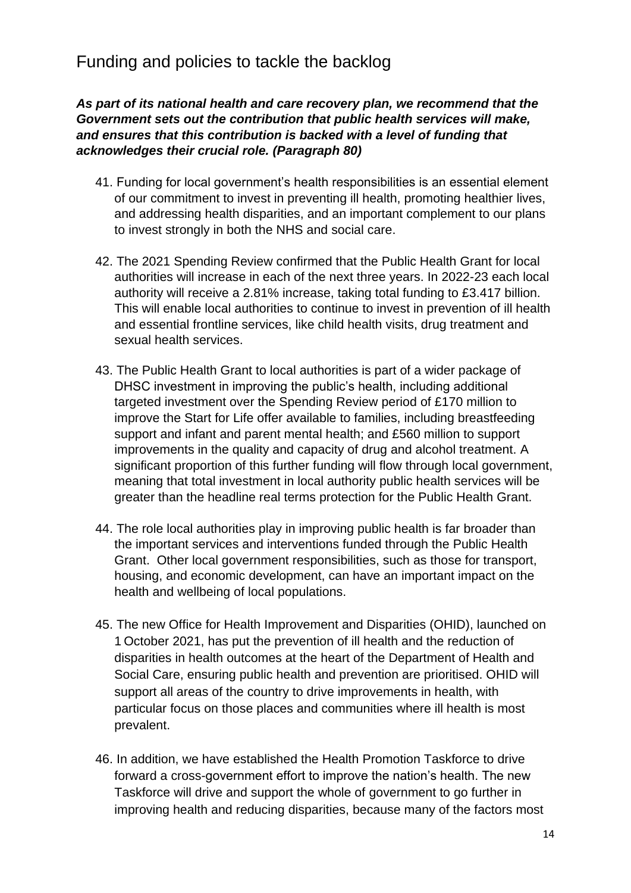## Funding and policies to tackle the backlog

***As part of its national health and care recovery plan, we recommend that the Government sets out the contribution that public health services will make, and ensures that this contribution is backed with a level of funding that acknowledges their crucial role. (Paragraph 80)***

41. Funding for local government's health responsibilities is an essential element of our commitment to invest in preventing ill health, promoting healthier lives, and addressing health disparities, and an important complement to our plans to invest strongly in both the NHS and social care.

42. The 2021 Spending Review confirmed that the Public Health Grant for local authorities will increase in each of the next three years. In 2022-23 each local authority will receive a 2.81% increase, taking total funding to £3.417 billion. This will enable local authorities to continue to invest in prevention of ill health and essential frontline services, like child health visits, drug treatment and sexual health services.

43. The Public Health Grant to local authorities is part of a wider package of DHSC investment in improving the public's health, including additional targeted investment over the Spending Review period of £170 million to improve the Start for Life offer available to families, including breastfeeding support and infant and parent mental health; and £560 million to support improvements in the quality and capacity of drug and alcohol treatment. A significant proportion of this further funding will flow through local government, meaning that total investment in local authority public health services will be greater than the headline real terms protection for the Public Health Grant.

44. The role local authorities play in improving public health is far broader than the important services and interventions funded through the Public Health Grant. Other local government responsibilities, such as those for transport, housing, and economic development, can have an important impact on the health and wellbeing of local populations.

45. The new Office for Health Improvement and Disparities (OHID), launched on 1 October 2021, has put the prevention of ill health and the reduction of disparities in health outcomes at the heart of the Department of Health and Social Care, ensuring public health and prevention are prioritised. OHID will support all areas of the country to drive improvements in health, with particular focus on those places and communities where ill health is most prevalent.

46. In addition, we have established the Health Promotion Taskforce to drive forward a cross-government effort to improve the nation's health. The new Taskforce will drive and support the whole of government to go further in improving health and reducing disparities, because many of the factors most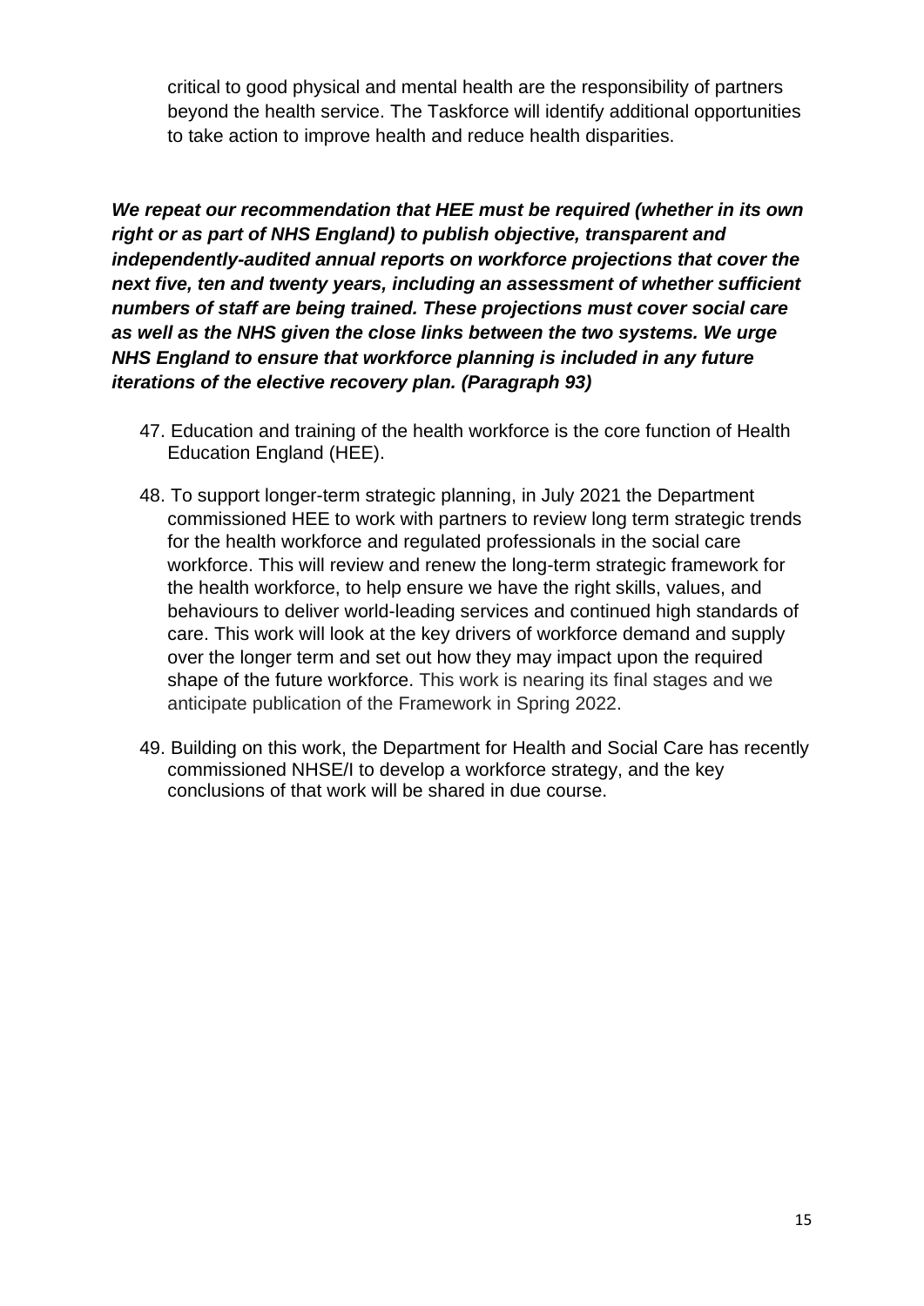critical to good physical and mental health are the responsibility of partners beyond the health service. The Taskforce will identify additional opportunities to take action to improve health and reduce health disparities.

***We repeat our recommendation that HEE must be required (whether in its own right or as part of NHS England) to publish objective, transparent and independently-audited annual reports on workforce projections that cover the next five, ten and twenty years, including an assessment of whether sufficient numbers of staff are being trained. These projections must cover social care as well as the NHS given the close links between the two systems. We urge NHS England to ensure that workforce planning is included in any future iterations of the elective recovery plan. (Paragraph 93)***

47. Education and training of the health workforce is the core function of Health Education England (HEE).

48. To support longer-term strategic planning, in July 2021 the Department commissioned HEE to work with partners to review long term strategic trends for the health workforce and regulated professionals in the social care workforce. This will review and renew the long-term strategic framework for the health workforce, to help ensure we have the right skills, values, and behaviours to deliver world-leading services and continued high standards of care. This work will look at the key drivers of workforce demand and supply over the longer term and set out how they may impact upon the required shape of the future workforce. This work is nearing its final stages and we anticipate publication of the Framework in Spring 2022.

49. Building on this work, the Department for Health and Social Care has recently commissioned NHSE/I to develop a workforce strategy, and the key conclusions of that work will be shared in due course.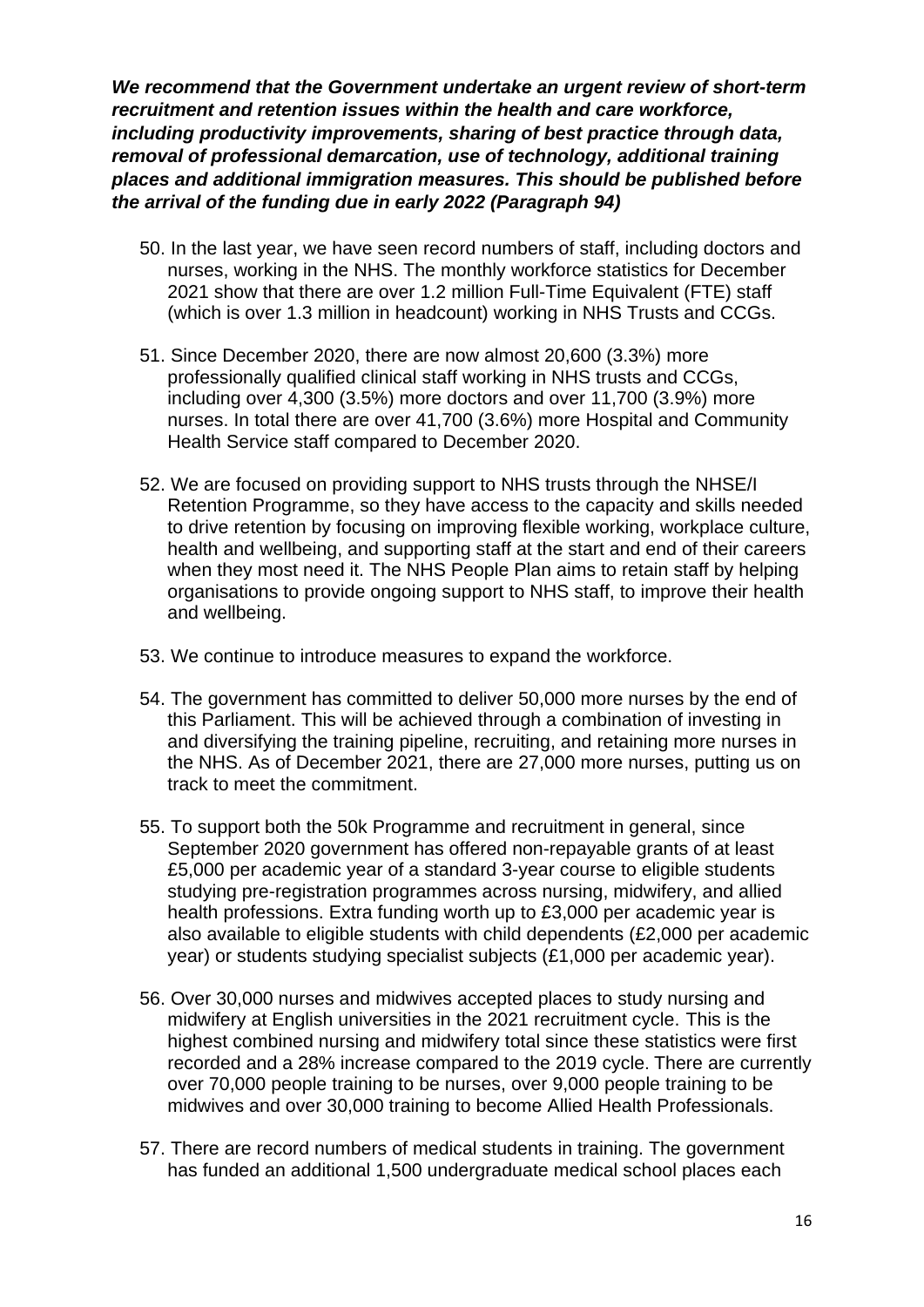***We recommend that the Government undertake an urgent review of short-term recruitment and retention issues within the health and care workforce, including productivity improvements, sharing of best practice through data, removal of professional demarcation, use of technology, additional training places and additional immigration measures. This should be published before the arrival of the funding due in early 2022 (Paragraph 94)***

50. In the last year, we have seen record numbers of staff, including doctors and nurses, working in the NHS. The monthly workforce statistics for December 2021 show that there are over 1.2 million Full-Time Equivalent (FTE) staff (which is over 1.3 million in headcount) working in NHS Trusts and CCGs.

51. Since December 2020, there are now almost 20,600 (3.3%) more professionally qualified clinical staff working in NHS trusts and CCGs, including over 4,300 (3.5%) more doctors and over 11,700 (3.9%) more nurses. In total there are over 41,700 (3.6%) more Hospital and Community Health Service staff compared to December 2020.

52. We are focused on providing support to NHS trusts through the NHSE/I Retention Programme, so they have access to the capacity and skills needed to drive retention by focusing on improving flexible working, workplace culture, health and wellbeing, and supporting staff at the start and end of their careers when they most need it. The NHS People Plan aims to retain staff by helping organisations to provide ongoing support to NHS staff, to improve their health and wellbeing.

53. We continue to introduce measures to expand the workforce.

54. The government has committed to deliver 50,000 more nurses by the end of this Parliament. This will be achieved through a combination of investing in and diversifying the training pipeline, recruiting, and retaining more nurses in the NHS. As of December 2021, there are 27,000 more nurses, putting us on track to meet the commitment.

55. To support both the 50k Programme and recruitment in general, since September 2020 government has offered non-repayable grants of at least £5,000 per academic year of a standard 3-year course to eligible students studying pre-registration programmes across nursing, midwifery, and allied health professions. Extra funding worth up to £3,000 per academic year is also available to eligible students with child dependents (£2,000 per academic year) or students studying specialist subjects (£1,000 per academic year).

56. Over 30,000 nurses and midwives accepted places to study nursing and midwifery at English universities in the 2021 recruitment cycle. This is the highest combined nursing and midwifery total since these statistics were first recorded and a 28% increase compared to the 2019 cycle. There are currently over 70,000 people training to be nurses, over 9,000 people training to be midwives and over 30,000 training to become Allied Health Professionals.

57. There are record numbers of medical students in training. The government has funded an additional 1,500 undergraduate medical school places each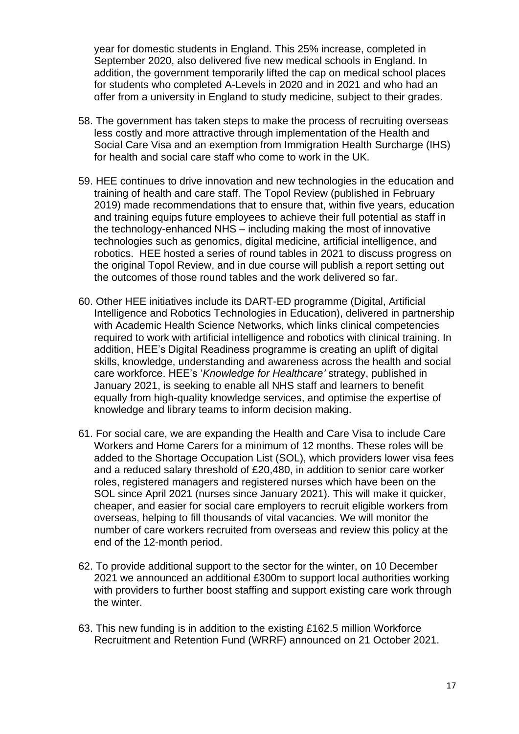year for domestic students in England. This 25% increase, completed in September 2020, also delivered five new medical schools in England. In addition, the government temporarily lifted the cap on medical school places for students who completed A-Levels in 2020 and in 2021 and who had an offer from a university in England to study medicine, subject to their grades.

58. The government has taken steps to make the process of recruiting overseas less costly and more attractive through implementation of the Health and Social Care Visa and an exemption from Immigration Health Surcharge (IHS) for health and social care staff who come to work in the UK.

59. HEE continues to drive innovation and new technologies in the education and training of health and care staff. The Topol Review (published in February 2019) made recommendations that to ensure that, within five years, education and training equips future employees to achieve their full potential as staff in the technology-enhanced NHS – including making the most of innovative technologies such as genomics, digital medicine, artificial intelligence, and robotics. HEE hosted a series of round tables in 2021 to discuss progress on the original Topol Review, and in due course will publish a report setting out the outcomes of those round tables and the work delivered so far.

60. Other HEE initiatives include its DART-ED programme (Digital, Artificial Intelligence and Robotics Technologies in Education), delivered in partnership with Academic Health Science Networks, which links clinical competencies required to work with artificial intelligence and robotics with clinical training. In addition, HEE's Digital Readiness programme is creating an uplift of digital skills, knowledge, understanding and awareness across the health and social care workforce. HEE's '*Knowledge for Healthcare'* strategy, published in January 2021, is seeking to enable all NHS staff and learners to benefit equally from high-quality knowledge services, and optimise the expertise of knowledge and library teams to inform decision making.

61. For social care, we are expanding the Health and Care Visa to include Care Workers and Home Carers for a minimum of 12 months. These roles will be added to the Shortage Occupation List (SOL), which providers lower visa fees and a reduced salary threshold of £20,480, in addition to senior care worker roles, registered managers and registered nurses which have been on the SOL since April 2021 (nurses since January 2021). This will make it quicker, cheaper, and easier for social care employers to recruit eligible workers from overseas, helping to fill thousands of vital vacancies. We will monitor the number of care workers recruited from overseas and review this policy at the end of the 12-month period.

62. To provide additional support to the sector for the winter, on 10 December 2021 we announced an additional £300m to support local authorities working with providers to further boost staffing and support existing care work through the winter.

63. This new funding is in addition to the existing £162.5 million Workforce Recruitment and Retention Fund (WRRF) announced on 21 October 2021.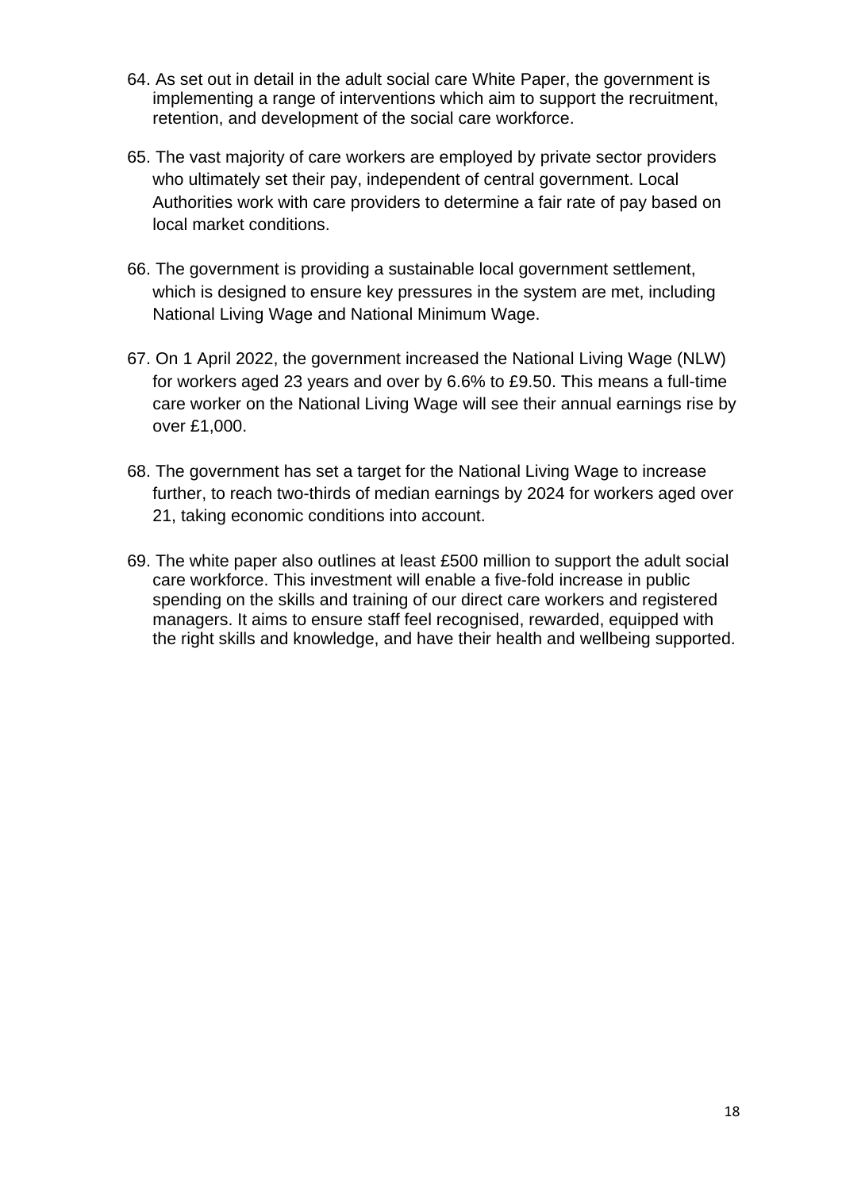64. As set out in detail in the adult social care White Paper, the government is implementing a range of interventions which aim to support the recruitment, retention, and development of the social care workforce.

65. The vast majority of care workers are employed by private sector providers who ultimately set their pay, independent of central government. Local Authorities work with care providers to determine a fair rate of pay based on local market conditions.

66. The government is providing a sustainable local government settlement, which is designed to ensure key pressures in the system are met, including National Living Wage and National Minimum Wage.

67. On 1 April 2022, the government increased the National Living Wage (NLW) for workers aged 23 years and over by 6.6% to £9.50. This means a full-time care worker on the National Living Wage will see their annual earnings rise by over £1,000.

68. The government has set a target for the National Living Wage to increase further, to reach two-thirds of median earnings by 2024 for workers aged over 21, taking economic conditions into account.

69. The white paper also outlines at least £500 million to support the adult social care workforce. This investment will enable a five-fold increase in public spending on the skills and training of our direct care workers and registered managers. It aims to ensure staff feel recognised, rewarded, equipped with the right skills and knowledge, and have their health and wellbeing supported.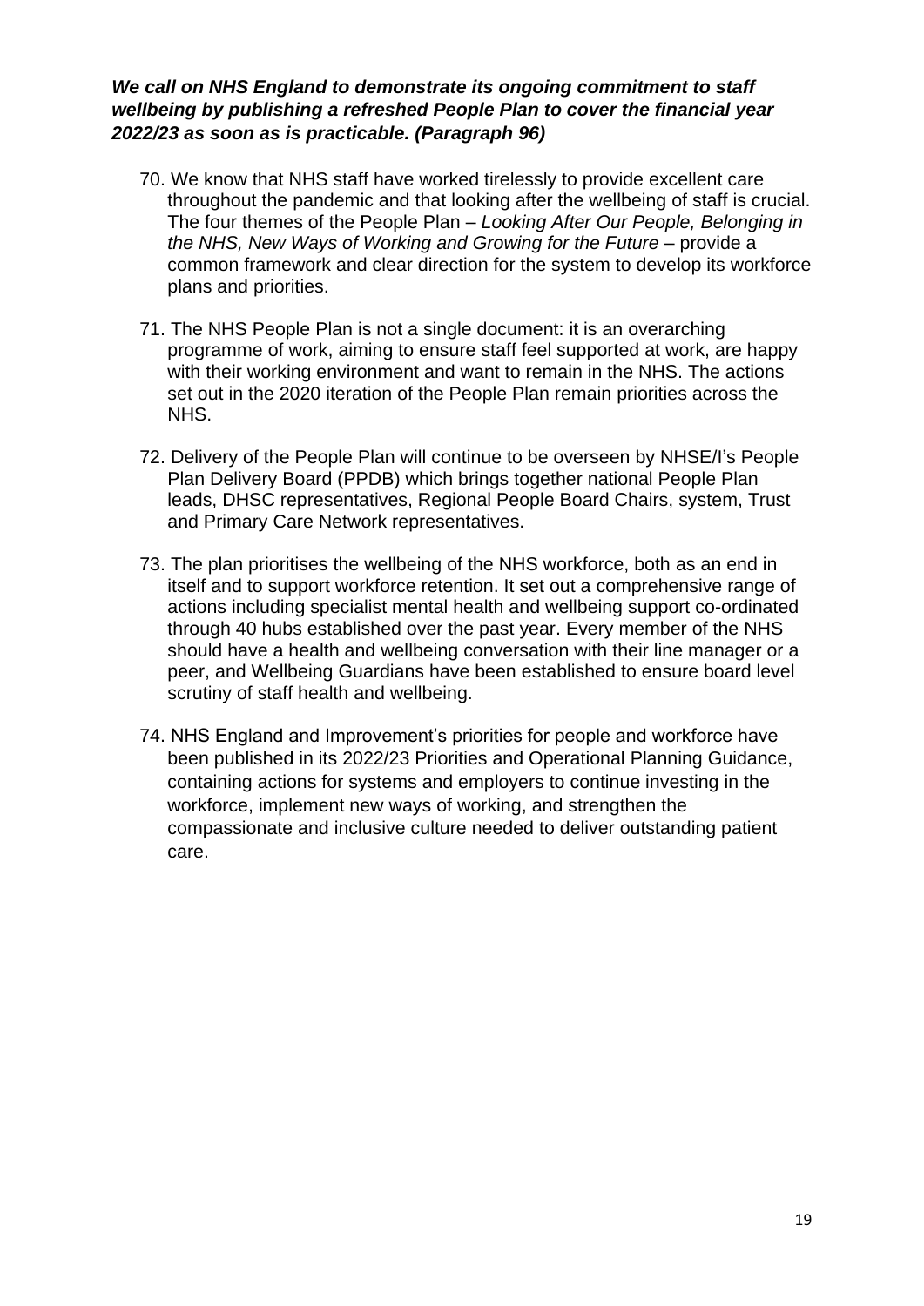***We call on NHS England to demonstrate its ongoing commitment to staff wellbeing by publishing a refreshed People Plan to cover the financial year 2022/23 as soon as is practicable. (Paragraph 96)***

70. We know that NHS staff have worked tirelessly to provide excellent care throughout the pandemic and that looking after the wellbeing of staff is crucial. The four themes of the People Plan – *Looking After Our People, Belonging in the NHS, New Ways of Working and Growing for the Future* – provide a common framework and clear direction for the system to develop its workforce plans and priorities.

71. The NHS People Plan is not a single document: it is an overarching programme of work, aiming to ensure staff feel supported at work, are happy with their working environment and want to remain in the NHS. The actions set out in the 2020 iteration of the People Plan remain priorities across the NHS.

72. Delivery of the People Plan will continue to be overseen by NHSE/I's People Plan Delivery Board (PPDB) which brings together national People Plan leads, DHSC representatives, Regional People Board Chairs, system, Trust and Primary Care Network representatives.

73. The plan prioritises the wellbeing of the NHS workforce, both as an end in itself and to support workforce retention. It set out a comprehensive range of actions including specialist mental health and wellbeing support co-ordinated through 40 hubs established over the past year. Every member of the NHS should have a health and wellbeing conversation with their line manager or a peer, and Wellbeing Guardians have been established to ensure board level scrutiny of staff health and wellbeing.

74. NHS England and Improvement's priorities for people and workforce have been published in its 2022/23 Priorities and Operational Planning Guidance, containing actions for systems and employers to continue investing in the workforce, implement new ways of working, and strengthen the compassionate and inclusive culture needed to deliver outstanding patient care.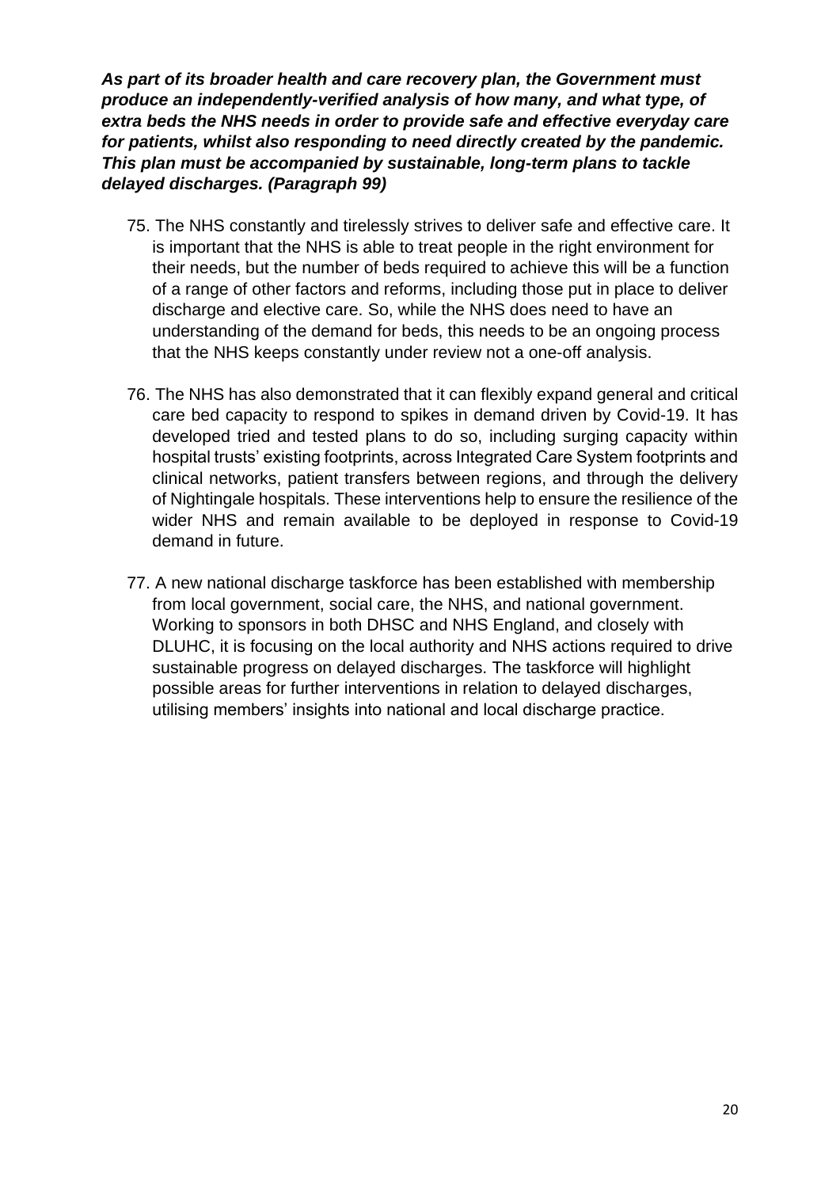***As part of its broader health and care recovery plan, the Government must produce an independently-verified analysis of how many, and what type, of extra beds the NHS needs in order to provide safe and effective everyday care for patients, whilst also responding to need directly created by the pandemic. This plan must be accompanied by sustainable, long-term plans to tackle delayed discharges. (Paragraph 99)***

75. The NHS constantly and tirelessly strives to deliver safe and effective care. It is important that the NHS is able to treat people in the right environment for their needs, but the number of beds required to achieve this will be a function of a range of other factors and reforms, including those put in place to deliver discharge and elective care. So, while the NHS does need to have an understanding of the demand for beds, this needs to be an ongoing process that the NHS keeps constantly under review not a one-off analysis.

76. The NHS has also demonstrated that it can flexibly expand general and critical care bed capacity to respond to spikes in demand driven by Covid-19. It has developed tried and tested plans to do so, including surging capacity within hospital trusts' existing footprints, across Integrated Care System footprints and clinical networks, patient transfers between regions, and through the delivery of Nightingale hospitals. These interventions help to ensure the resilience of the wider NHS and remain available to be deployed in response to Covid-19 demand in future.

77. A new national discharge taskforce has been established with membership from local government, social care, the NHS, and national government. Working to sponsors in both DHSC and NHS England, and closely with DLUHC, it is focusing on the local authority and NHS actions required to drive sustainable progress on delayed discharges. The taskforce will highlight possible areas for further interventions in relation to delayed discharges, utilising members' insights into national and local discharge practice.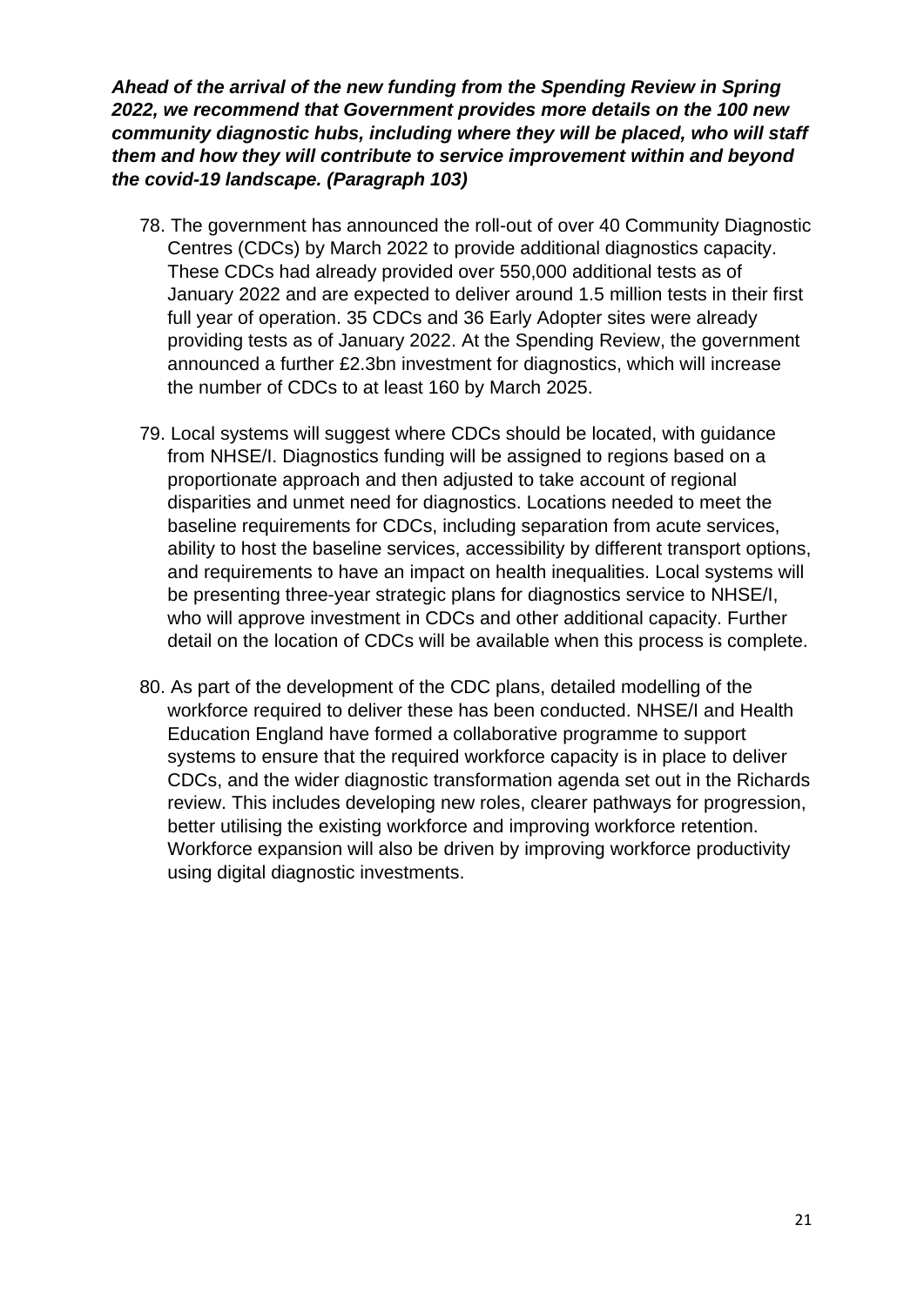***Ahead of the arrival of the new funding from the Spending Review in Spring 2022, we recommend that Government provides more details on the 100 new community diagnostic hubs, including where they will be placed, who will staff them and how they will contribute to service improvement within and beyond the covid-19 landscape. (Paragraph 103)***

78. The government has announced the roll-out of over 40 Community Diagnostic Centres (CDCs) by March 2022 to provide additional diagnostics capacity. These CDCs had already provided over 550,000 additional tests as of January 2022 and are expected to deliver around 1.5 million tests in their first full year of operation. 35 CDCs and 36 Early Adopter sites were already providing tests as of January 2022. At the Spending Review, the government announced a further £2.3bn investment for diagnostics, which will increase the number of CDCs to at least 160 by March 2025.

79. Local systems will suggest where CDCs should be located, with guidance from NHSE/I. Diagnostics funding will be assigned to regions based on a proportionate approach and then adjusted to take account of regional disparities and unmet need for diagnostics. Locations needed to meet the baseline requirements for CDCs, including separation from acute services, ability to host the baseline services, accessibility by different transport options, and requirements to have an impact on health inequalities. Local systems will be presenting three-year strategic plans for diagnostics service to NHSE/I, who will approve investment in CDCs and other additional capacity. Further detail on the location of CDCs will be available when this process is complete.

80. As part of the development of the CDC plans, detailed modelling of the workforce required to deliver these has been conducted. NHSE/I and Health Education England have formed a collaborative programme to support systems to ensure that the required workforce capacity is in place to deliver CDCs, and the wider diagnostic transformation agenda set out in the Richards review. This includes developing new roles, clearer pathways for progression, better utilising the existing workforce and improving workforce retention. Workforce expansion will also be driven by improving workforce productivity using digital diagnostic investments.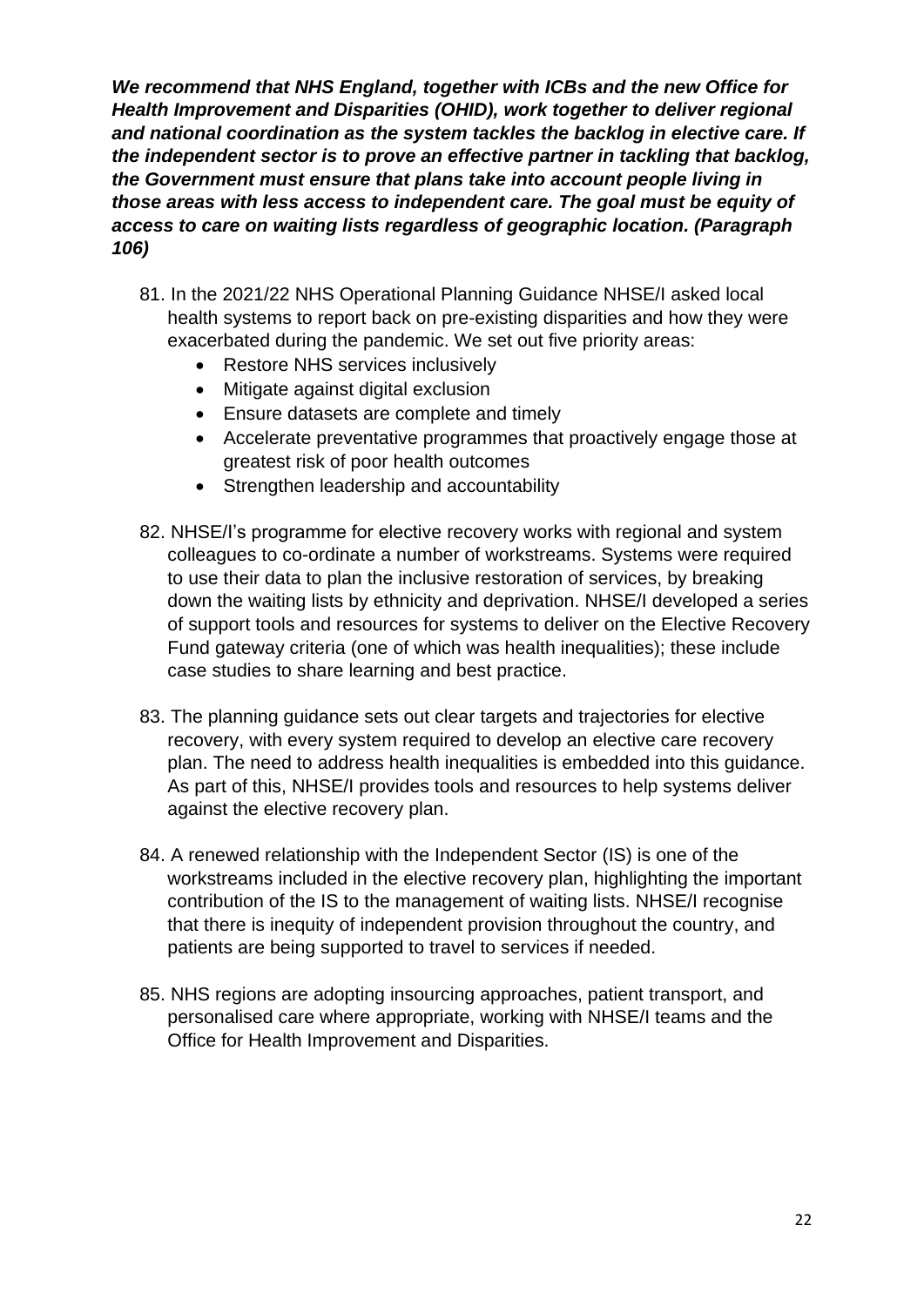***We recommend that NHS England, together with ICBs and the new Office for Health Improvement and Disparities (OHID), work together to deliver regional and national coordination as the system tackles the backlog in elective care. If the independent sector is to prove an effective partner in tackling that backlog, the Government must ensure that plans take into account people living in those areas with less access to independent care. The goal must be equity of access to care on waiting lists regardless of geographic location. (Paragraph 106)***

81. In the 2021/22 NHS Operational Planning Guidance NHSE/I asked local health systems to report back on pre-existing disparities and how they were exacerbated during the pandemic. We set out five priority areas:
    - Restore NHS services inclusively
    - Mitigate against digital exclusion
    - Ensure datasets are complete and timely
    - Accelerate preventative programmes that proactively engage those at greatest risk of poor health outcomes
    - Strengthen leadership and accountability

82. NHSE/I's programme for elective recovery works with regional and system colleagues to co-ordinate a number of workstreams. Systems were required to use their data to plan the inclusive restoration of services, by breaking down the waiting lists by ethnicity and deprivation. NHSE/I developed a series of support tools and resources for systems to deliver on the Elective Recovery Fund gateway criteria (one of which was health inequalities); these include case studies to share learning and best practice.

83. The planning guidance sets out clear targets and trajectories for elective recovery, with every system required to develop an elective care recovery plan. The need to address health inequalities is embedded into this guidance. As part of this, NHSE/I provides tools and resources to help systems deliver against the elective recovery plan.

84. A renewed relationship with the Independent Sector (IS) is one of the workstreams included in the elective recovery plan, highlighting the important contribution of the IS to the management of waiting lists. NHSE/I recognise that there is inequity of independent provision throughout the country, and patients are being supported to travel to services if needed.

85. NHS regions are adopting insourcing approaches, patient transport, and personalised care where appropriate, working with NHSE/I teams and the Office for Health Improvement and Disparities.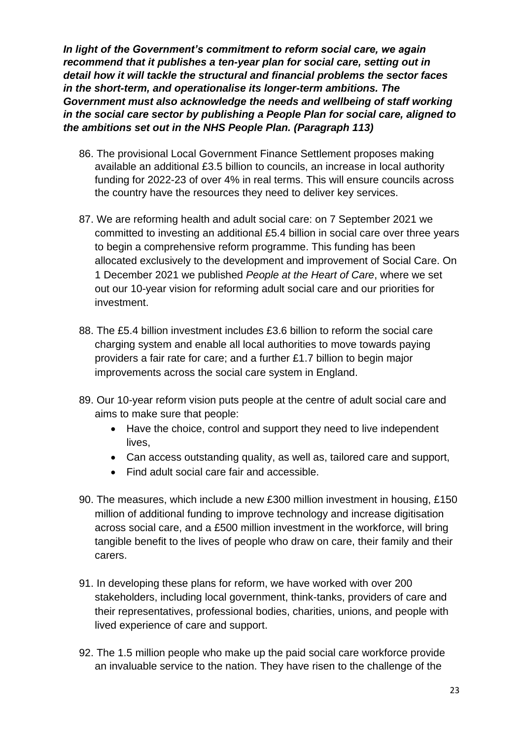***In light of the Government's commitment to reform social care, we again recommend that it publishes a ten-year plan for social care, setting out in detail how it will tackle the structural and financial problems the sector faces in the short-term, and operationalise its longer-term ambitions. The Government must also acknowledge the needs and wellbeing of staff working in the social care sector by publishing a People Plan for social care, aligned to the ambitions set out in the NHS People Plan. (Paragraph 113)***

86. The provisional Local Government Finance Settlement proposes making available an additional £3.5 billion to councils, an increase in local authority funding for 2022-23 of over 4% in real terms. This will ensure councils across the country have the resources they need to deliver key services.

87. We are reforming health and adult social care: on 7 September 2021 we committed to investing an additional £5.4 billion in social care over three years to begin a comprehensive reform programme. This funding has been allocated exclusively to the development and improvement of Social Care. On 1 December 2021 we published *People at the Heart of Care*, where we set out our 10-year vision for reforming adult social care and our priorities for investment.

88. The £5.4 billion investment includes £3.6 billion to reform the social care charging system and enable all local authorities to move towards paying providers a fair rate for care; and a further £1.7 billion to begin major improvements across the social care system in England.

89. Our 10-year reform vision puts people at the centre of adult social care and aims to make sure that people:
    - Have the choice, control and support they need to live independent lives,
    - Can access outstanding quality, as well as, tailored care and support,
    - Find adult social care fair and accessible.

90. The measures, which include a new £300 million investment in housing, £150 million of additional funding to improve technology and increase digitisation across social care, and a £500 million investment in the workforce, will bring tangible benefit to the lives of people who draw on care, their family and their carers.

91. In developing these plans for reform, we have worked with over 200 stakeholders, including local government, think-tanks, providers of care and their representatives, professional bodies, charities, unions, and people with lived experience of care and support.

92. The 1.5 million people who make up the paid social care workforce provide an invaluable service to the nation. They have risen to the challenge of the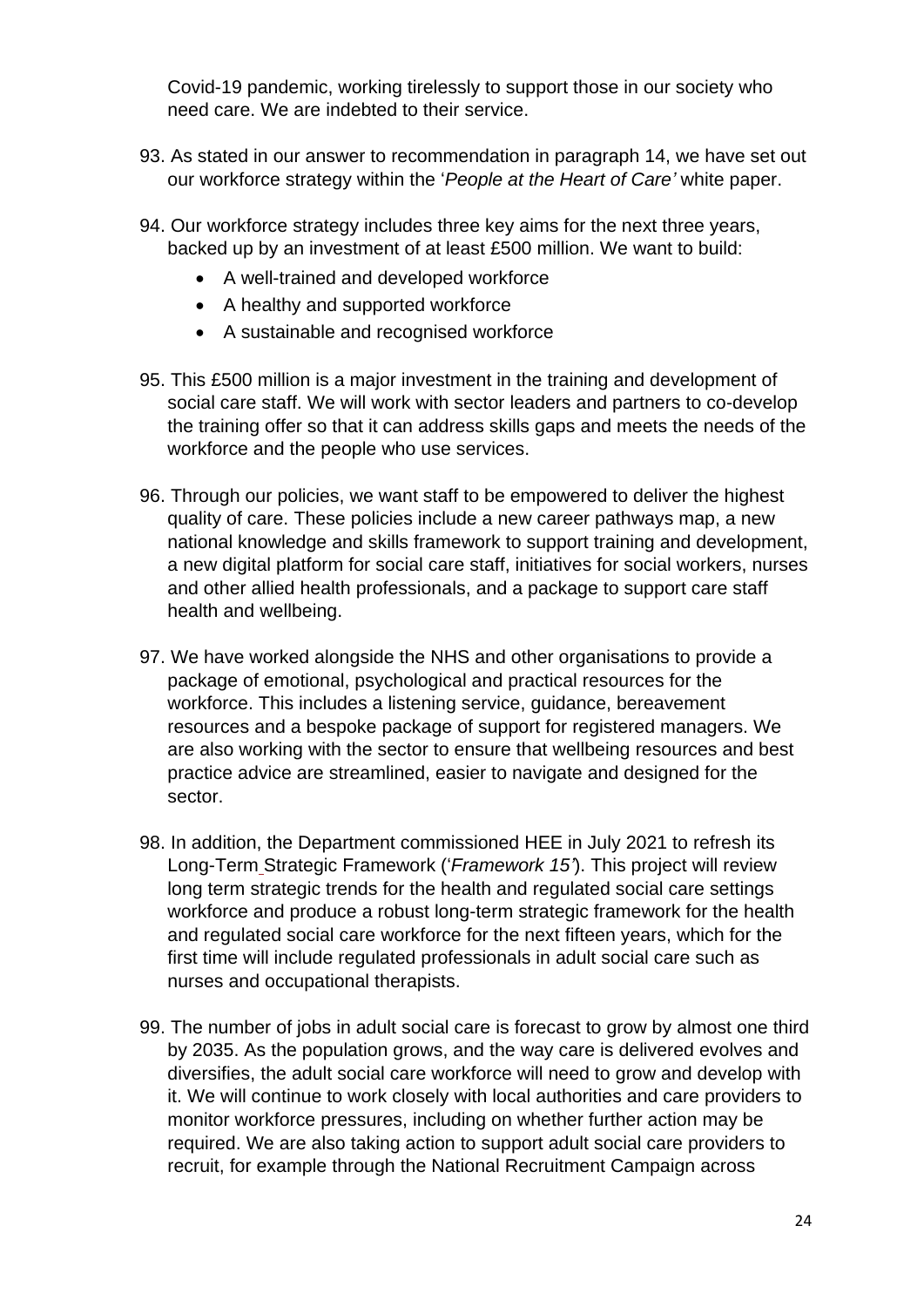Covid-19 pandemic, working tirelessly to support those in our society who need care. We are indebted to their service.

93. As stated in our answer to recommendation in paragraph 14, we have set out our workforce strategy within the '*People at the Heart of Care'* white paper.

94. Our workforce strategy includes three key aims for the next three years, backed up by an investment of at least £500 million. We want to build:
    - A well-trained and developed workforce
    - A healthy and supported workforce
    - A sustainable and recognised workforce

95. This £500 million is a major investment in the training and development of social care staff. We will work with sector leaders and partners to co-develop the training offer so that it can address skills gaps and meets the needs of the workforce and the people who use services.

96. Through our policies, we want staff to be empowered to deliver the highest quality of care. These policies include a new career pathways map, a new national knowledge and skills framework to support training and development, a new digital platform for social care staff, initiatives for social workers, nurses and other allied health professionals, and a package to support care staff health and wellbeing.

97. We have worked alongside the NHS and other organisations to provide a package of emotional, psychological and practical resources for the workforce. This includes a listening service, guidance, bereavement resources and a bespoke package of support for registered managers. We are also working with the sector to ensure that wellbeing resources and best practice advice are streamlined, easier to navigate and designed for the sector.

98. In addition, the Department commissioned HEE in July 2021 to refresh its Long-Term Strategic Framework ('*Framework 15'*). This project will review long term strategic trends for the health and regulated social care settings workforce and produce a robust long-term strategic framework for the health and regulated social care workforce for the next fifteen years, which for the first time will include regulated professionals in adult social care such as nurses and occupational therapists.

99. The number of jobs in adult social care is forecast to grow by almost one third by 2035. As the population grows, and the way care is delivered evolves and diversifies, the adult social care workforce will need to grow and develop with it. We will continue to work closely with local authorities and care providers to monitor workforce pressures, including on whether further action may be required. We are also taking action to support adult social care providers to recruit, for example through the National Recruitment Campaign across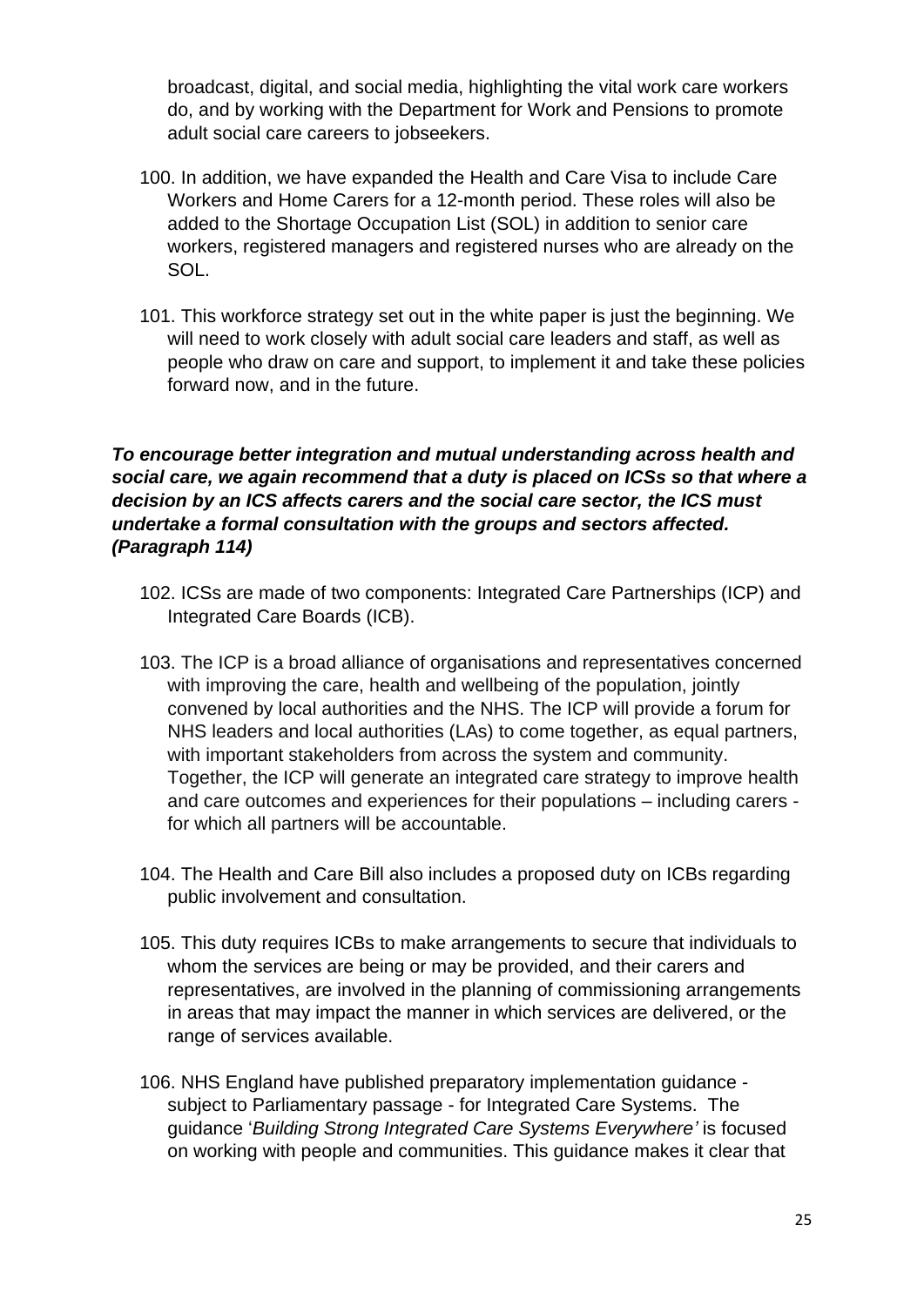broadcast, digital, and social media, highlighting the vital work care workers do, and by working with the Department for Work and Pensions to promote adult social care careers to jobseekers.

100. In addition, we have expanded the Health and Care Visa to include Care Workers and Home Carers for a 12-month period. These roles will also be added to the Shortage Occupation List (SOL) in addition to senior care workers, registered managers and registered nurses who are already on the SOL.

101. This workforce strategy set out in the white paper is just the beginning. We will need to work closely with adult social care leaders and staff, as well as people who draw on care and support, to implement it and take these policies forward now, and in the future.

***To encourage better integration and mutual understanding across health and social care, we again recommend that a duty is placed on ICSs so that where a decision by an ICS affects carers and the social care sector, the ICS must undertake a formal consultation with the groups and sectors affected. (Paragraph 114)***

102. ICSs are made of two components: Integrated Care Partnerships (ICP) and Integrated Care Boards (ICB).

103. The ICP is a broad alliance of organisations and representatives concerned with improving the care, health and wellbeing of the population, jointly convened by local authorities and the NHS. The ICP will provide a forum for NHS leaders and local authorities (LAs) to come together, as equal partners, with important stakeholders from across the system and community. Together, the ICP will generate an integrated care strategy to improve health and care outcomes and experiences for their populations – including carers - for which all partners will be accountable.

104. The Health and Care Bill also includes a proposed duty on ICBs regarding public involvement and consultation.

105. This duty requires ICBs to make arrangements to secure that individuals to whom the services are being or may be provided, and their carers and representatives, are involved in the planning of commissioning arrangements in areas that may impact the manner in which services are delivered, or the range of services available.

106. NHS England have published preparatory implementation guidance - subject to Parliamentary passage - for Integrated Care Systems. The guidance '*Building Strong Integrated Care Systems Everywhere'* is focused on working with people and communities. This guidance makes it clear that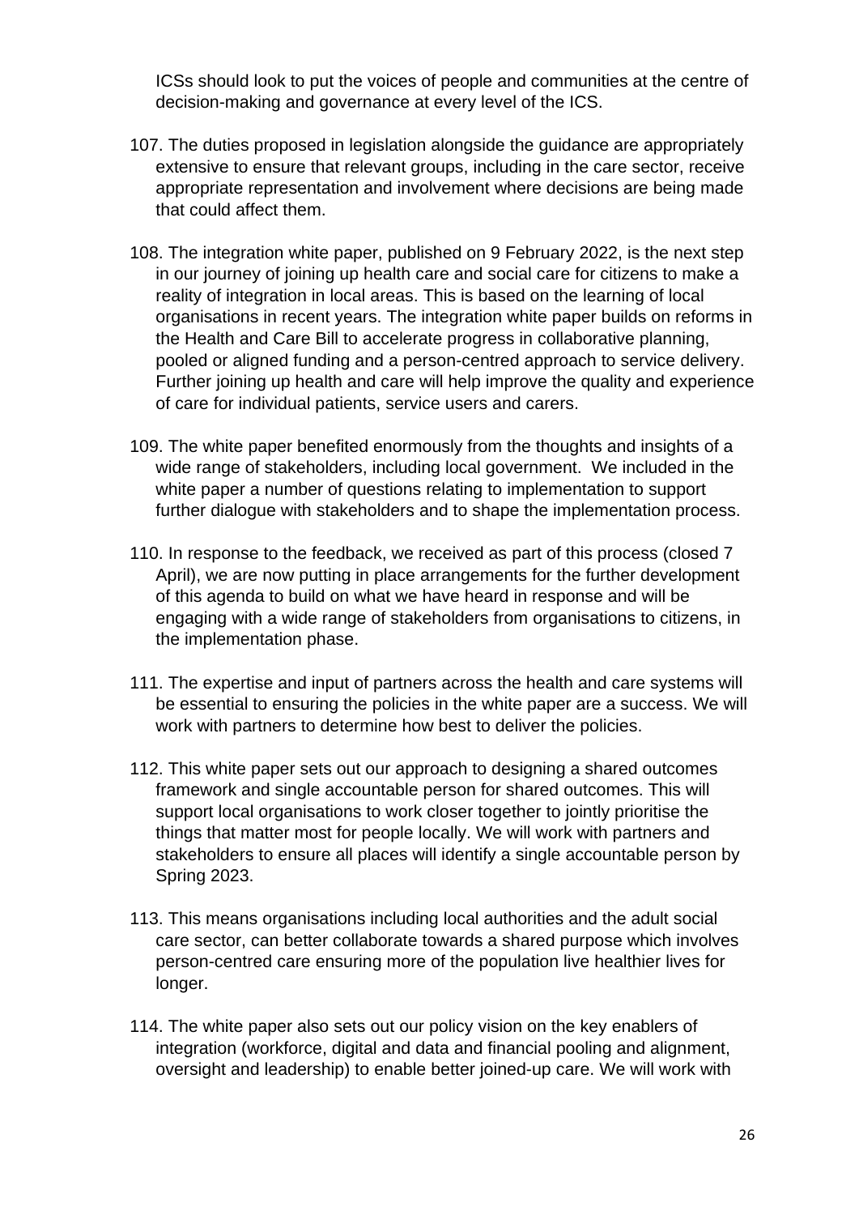ICSs should look to put the voices of people and communities at the centre of decision-making and governance at every level of the ICS.

107. The duties proposed in legislation alongside the guidance are appropriately extensive to ensure that relevant groups, including in the care sector, receive appropriate representation and involvement where decisions are being made that could affect them.

108. The integration white paper, published on 9 February 2022, is the next step in our journey of joining up health care and social care for citizens to make a reality of integration in local areas. This is based on the learning of local organisations in recent years. The integration white paper builds on reforms in the Health and Care Bill to accelerate progress in collaborative planning, pooled or aligned funding and a person-centred approach to service delivery. Further joining up health and care will help improve the quality and experience of care for individual patients, service users and carers.

109. The white paper benefited enormously from the thoughts and insights of a wide range of stakeholders, including local government. We included in the white paper a number of questions relating to implementation to support further dialogue with stakeholders and to shape the implementation process.

110. In response to the feedback, we received as part of this process (closed 7 April), we are now putting in place arrangements for the further development of this agenda to build on what we have heard in response and will be engaging with a wide range of stakeholders from organisations to citizens, in the implementation phase.

111. The expertise and input of partners across the health and care systems will be essential to ensuring the policies in the white paper are a success. We will work with partners to determine how best to deliver the policies.

112. This white paper sets out our approach to designing a shared outcomes framework and single accountable person for shared outcomes. This will support local organisations to work closer together to jointly prioritise the things that matter most for people locally. We will work with partners and stakeholders to ensure all places will identify a single accountable person by Spring 2023.

113. This means organisations including local authorities and the adult social care sector, can better collaborate towards a shared purpose which involves person-centred care ensuring more of the population live healthier lives for longer.

114. The white paper also sets out our policy vision on the key enablers of integration (workforce, digital and data and financial pooling and alignment, oversight and leadership) to enable better joined-up care. We will work with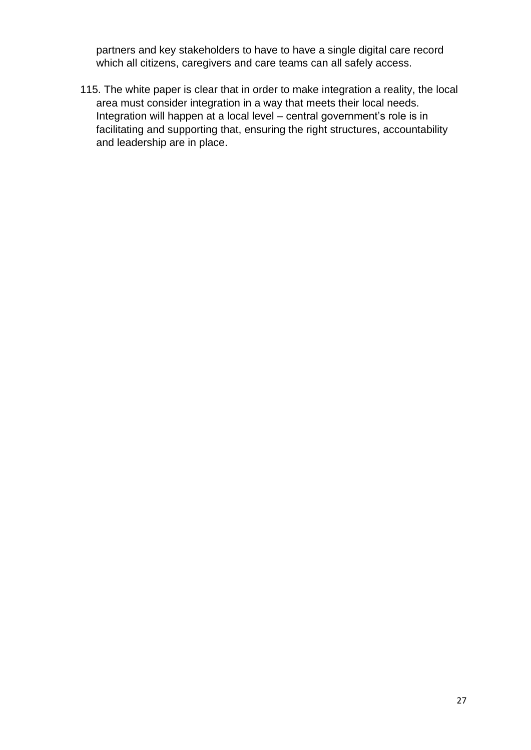partners and key stakeholders to have to have a single digital care record which all citizens, caregivers and care teams can all safely access.

115. The white paper is clear that in order to make integration a reality, the local area must consider integration in a way that meets their local needs. Integration will happen at a local level – central government's role is in facilitating and supporting that, ensuring the right structures, accountability and leadership are in place.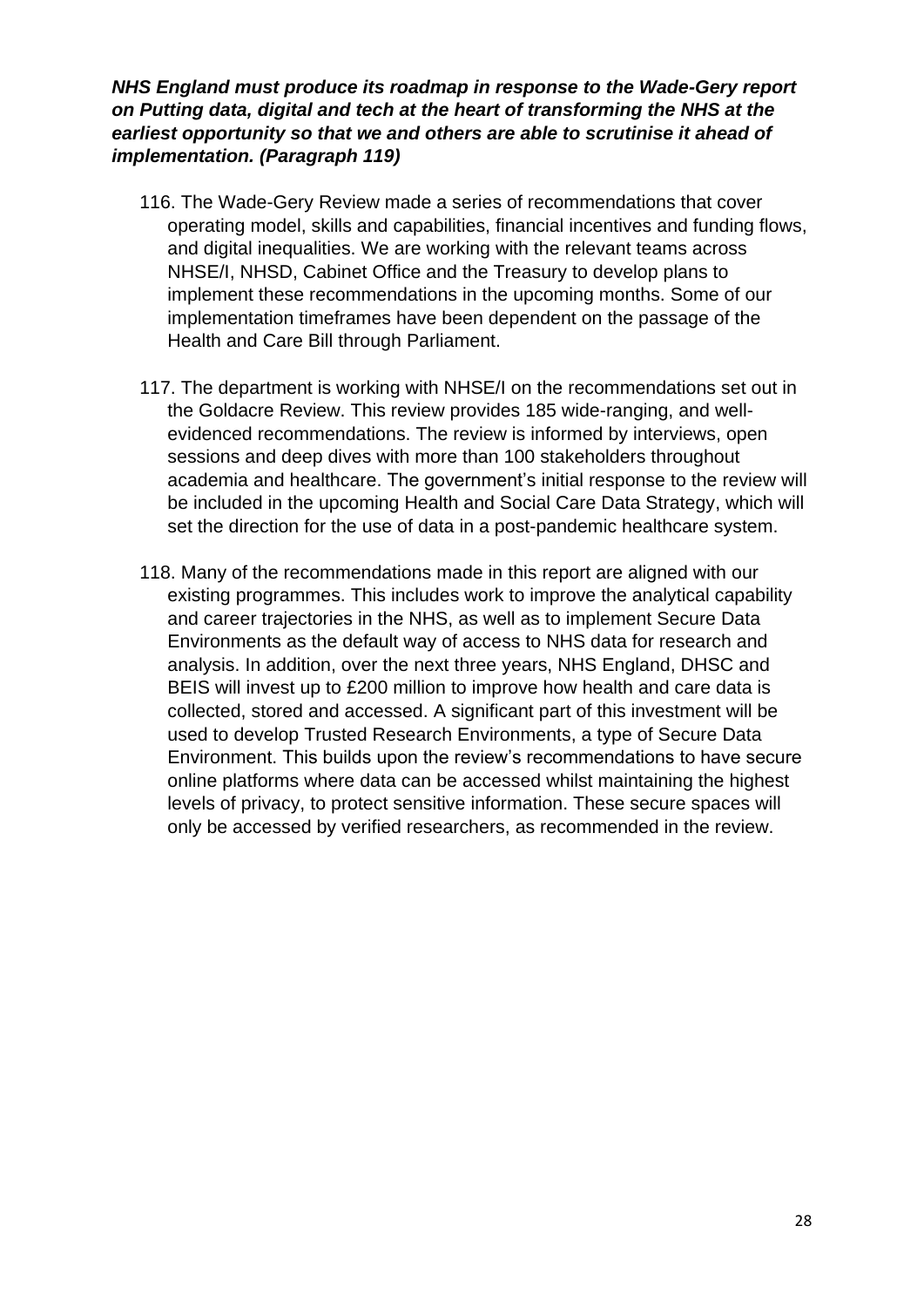***NHS England must produce its roadmap in response to the Wade-Gery report on Putting data, digital and tech at the heart of transforming the NHS at the earliest opportunity so that we and others are able to scrutinise it ahead of implementation. (Paragraph 119)***

116. The Wade-Gery Review made a series of recommendations that cover operating model, skills and capabilities, financial incentives and funding flows, and digital inequalities. We are working with the relevant teams across NHSE/I, NHSD, Cabinet Office and the Treasury to develop plans to implement these recommendations in the upcoming months. Some of our implementation timeframes have been dependent on the passage of the Health and Care Bill through Parliament.

117. The department is working with NHSE/I on the recommendations set out in the Goldacre Review. This review provides 185 wide-ranging, and well-evidenced recommendations. The review is informed by interviews, open sessions and deep dives with more than 100 stakeholders throughout academia and healthcare. The government's initial response to the review will be included in the upcoming Health and Social Care Data Strategy, which will set the direction for the use of data in a post-pandemic healthcare system.

118. Many of the recommendations made in this report are aligned with our existing programmes. This includes work to improve the analytical capability and career trajectories in the NHS, as well as to implement Secure Data Environments as the default way of access to NHS data for research and analysis. In addition, over the next three years, NHS England, DHSC and BEIS will invest up to £200 million to improve how health and care data is collected, stored and accessed. A significant part of this investment will be used to develop Trusted Research Environments, a type of Secure Data Environment. This builds upon the review's recommendations to have secure online platforms where data can be accessed whilst maintaining the highest levels of privacy, to protect sensitive information. These secure spaces will only be accessed by verified researchers, as recommended in the review.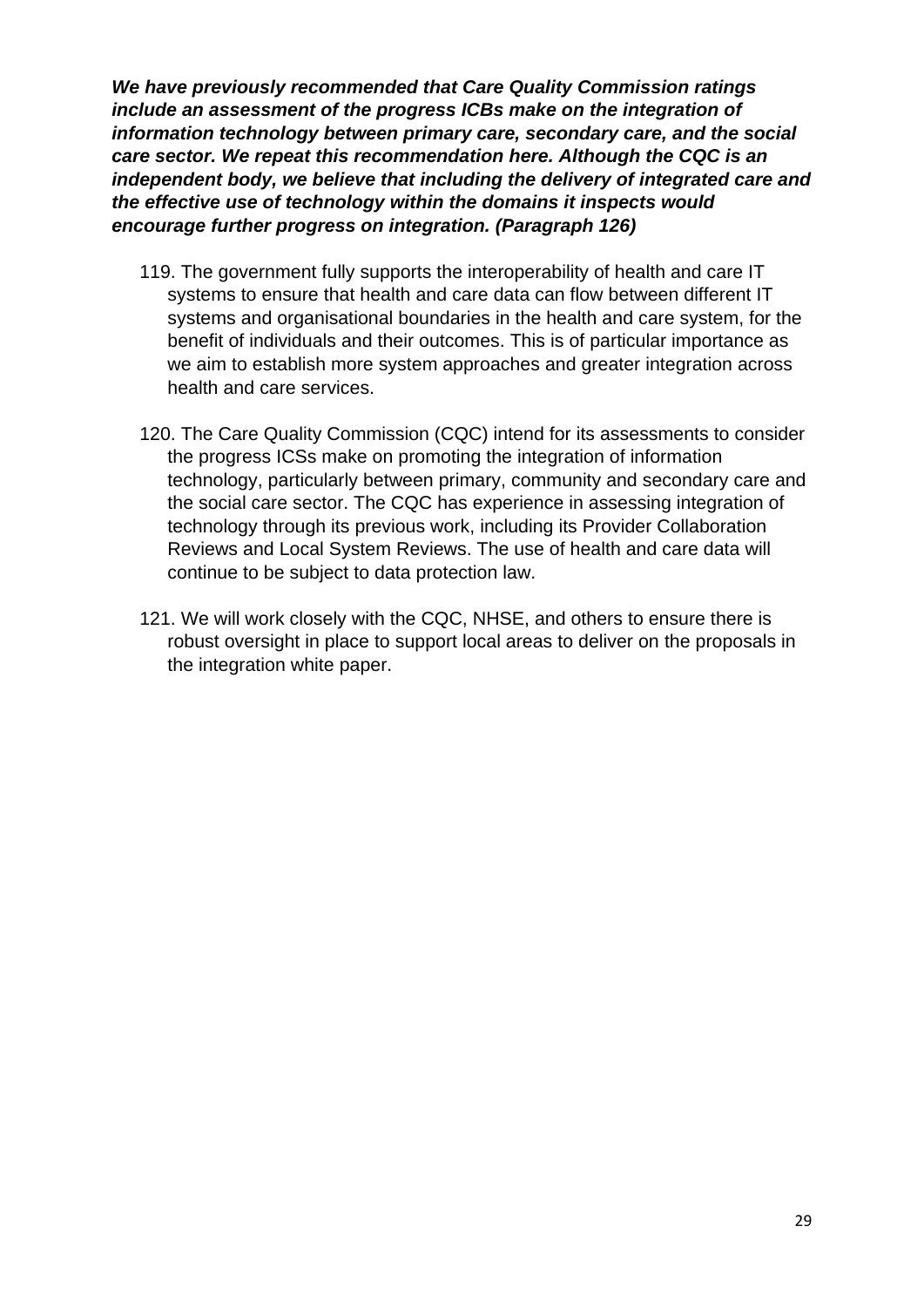***We have previously recommended that Care Quality Commission ratings include an assessment of the progress ICBs make on the integration of information technology between primary care, secondary care, and the social care sector. We repeat this recommendation here. Although the CQC is an independent body, we believe that including the delivery of integrated care and the effective use of technology within the domains it inspects would encourage further progress on integration. (Paragraph 126)***

119. The government fully supports the interoperability of health and care IT systems to ensure that health and care data can flow between different IT systems and organisational boundaries in the health and care system, for the benefit of individuals and their outcomes. This is of particular importance as we aim to establish more system approaches and greater integration across health and care services.

120. The Care Quality Commission (CQC) intend for its assessments to consider the progress ICSs make on promoting the integration of information technology, particularly between primary, community and secondary care and the social care sector. The CQC has experience in assessing integration of technology through its previous work, including its Provider Collaboration Reviews and Local System Reviews. The use of health and care data will continue to be subject to data protection law.

121. We will work closely with the CQC, NHSE, and others to ensure there is robust oversight in place to support local areas to deliver on the proposals in the integration white paper.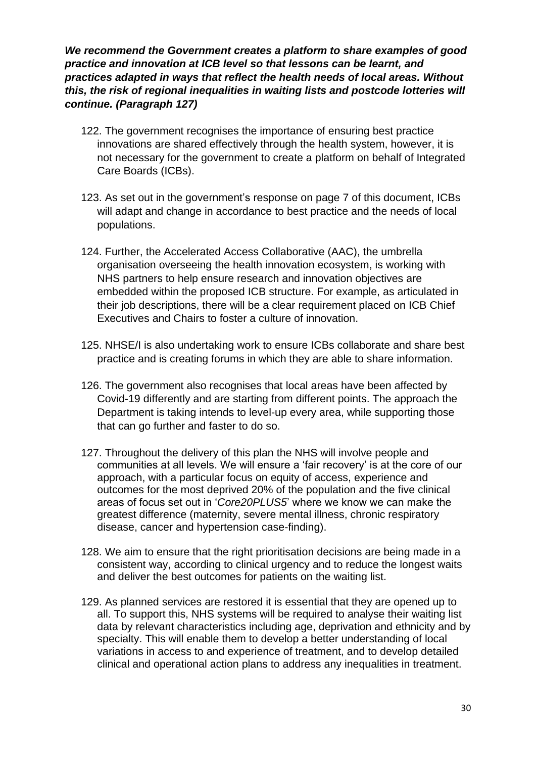***We recommend the Government creates a platform to share examples of good practice and innovation at ICB level so that lessons can be learnt, and practices adapted in ways that reflect the health needs of local areas. Without this, the risk of regional inequalities in waiting lists and postcode lotteries will continue. (Paragraph 127)***

122. The government recognises the importance of ensuring best practice innovations are shared effectively through the health system, however, it is not necessary for the government to create a platform on behalf of Integrated Care Boards (ICBs).

123. As set out in the government's response on page 7 of this document, ICBs will adapt and change in accordance to best practice and the needs of local populations.

124. Further, the Accelerated Access Collaborative (AAC), the umbrella organisation overseeing the health innovation ecosystem, is working with NHS partners to help ensure research and innovation objectives are embedded within the proposed ICB structure. For example, as articulated in their job descriptions, there will be a clear requirement placed on ICB Chief Executives and Chairs to foster a culture of innovation.

125. NHSE/I is also undertaking work to ensure ICBs collaborate and share best practice and is creating forums in which they are able to share information.

126. The government also recognises that local areas have been affected by Covid-19 differently and are starting from different points. The approach the Department is taking intends to level-up every area, while supporting those that can go further and faster to do so.

127. Throughout the delivery of this plan the NHS will involve people and communities at all levels. We will ensure a 'fair recovery' is at the core of our approach, with a particular focus on equity of access, experience and outcomes for the most deprived 20% of the population and the five clinical areas of focus set out in '*Core20PLUS5*' where we know we can make the greatest difference (maternity, severe mental illness, chronic respiratory disease, cancer and hypertension case-finding).

128. We aim to ensure that the right prioritisation decisions are being made in a consistent way, according to clinical urgency and to reduce the longest waits and deliver the best outcomes for patients on the waiting list.

129. As planned services are restored it is essential that they are opened up to all. To support this, NHS systems will be required to analyse their waiting list data by relevant characteristics including age, deprivation and ethnicity and by specialty. This will enable them to develop a better understanding of local variations in access to and experience of treatment, and to develop detailed clinical and operational action plans to address any inequalities in treatment.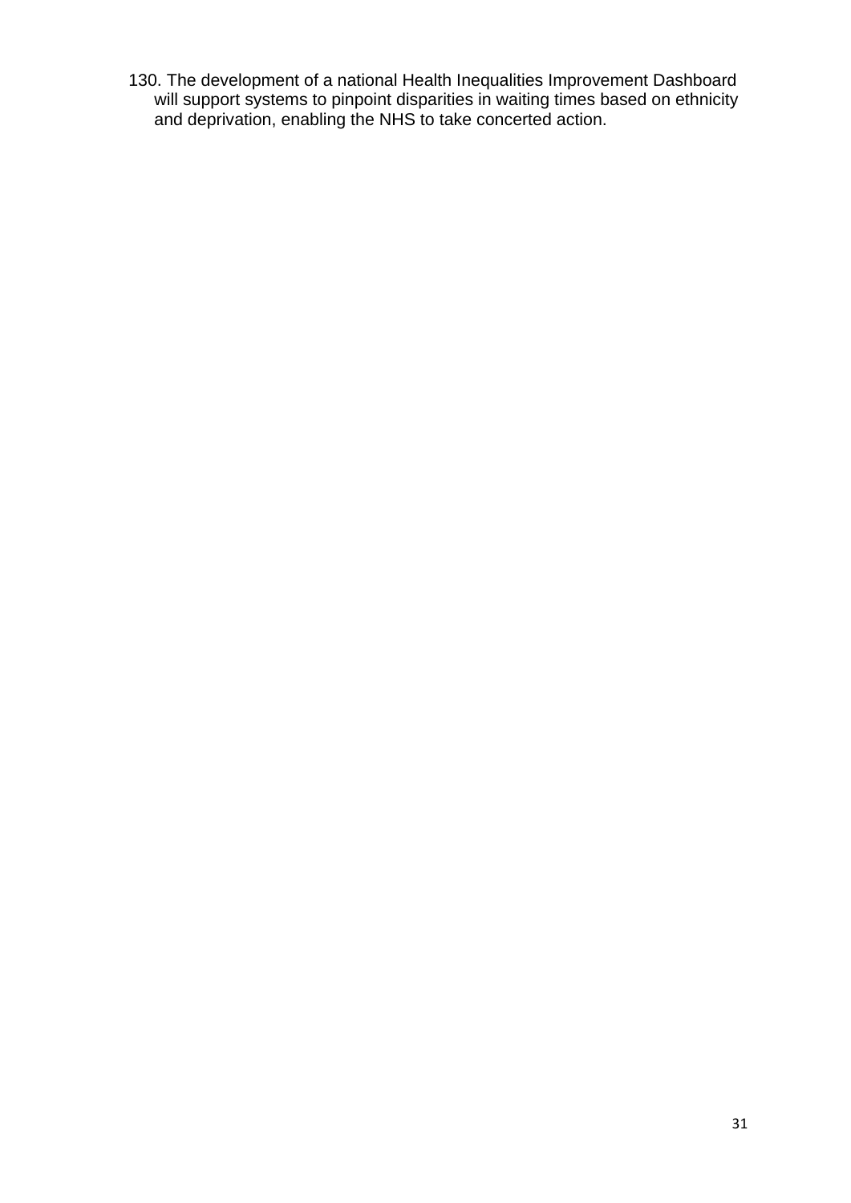130. The development of a national Health Inequalities Improvement Dashboard will support systems to pinpoint disparities in waiting times based on ethnicity and deprivation, enabling the NHS to take concerted action.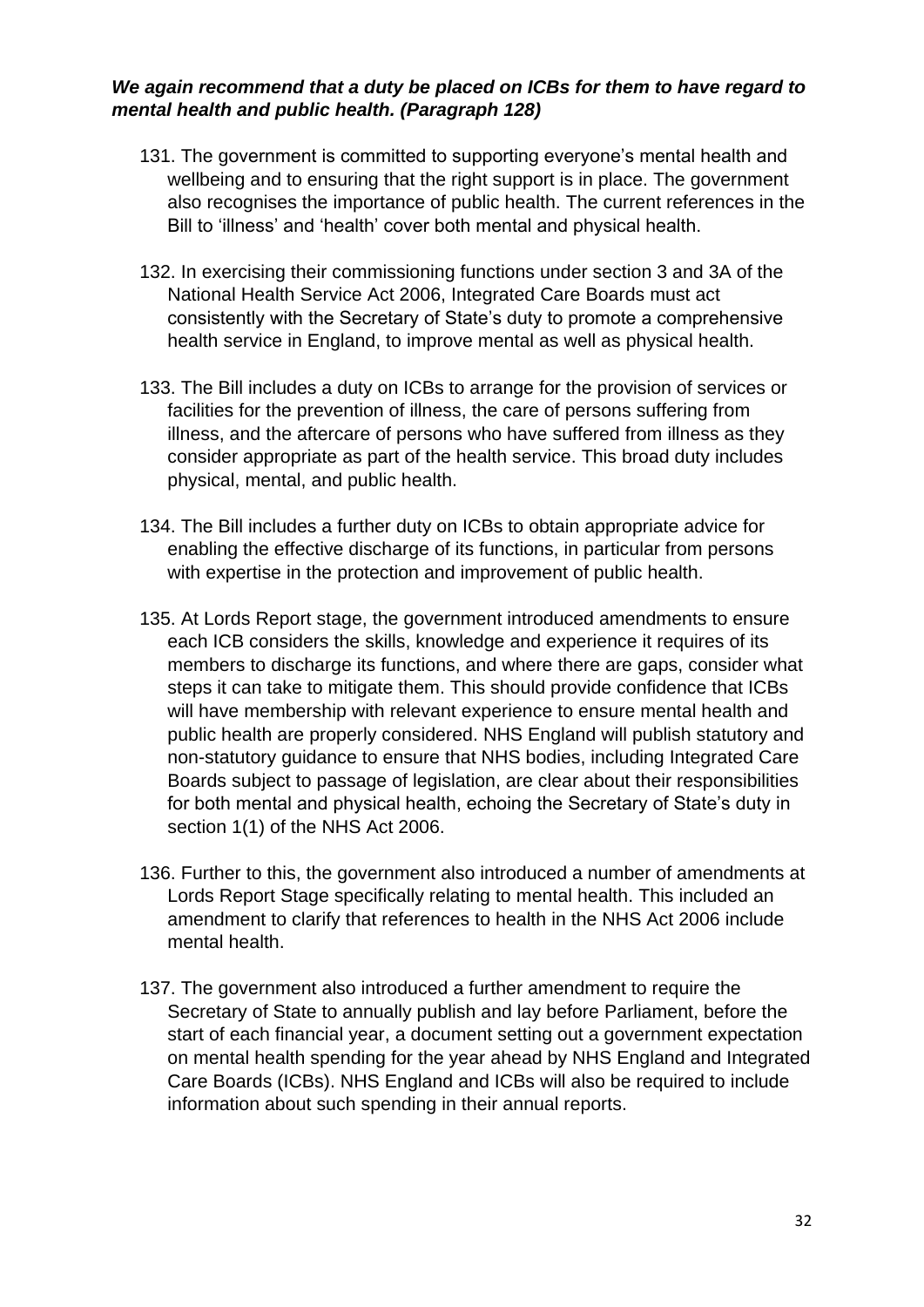***We again recommend that a duty be placed on ICBs for them to have regard to mental health and public health. (Paragraph 128)***

131. The government is committed to supporting everyone's mental health and wellbeing and to ensuring that the right support is in place. The government also recognises the importance of public health. The current references in the Bill to 'illness' and 'health' cover both mental and physical health.

132. In exercising their commissioning functions under section 3 and 3A of the National Health Service Act 2006, Integrated Care Boards must act consistently with the Secretary of State's duty to promote a comprehensive health service in England, to improve mental as well as physical health.

133. The Bill includes a duty on ICBs to arrange for the provision of services or facilities for the prevention of illness, the care of persons suffering from illness, and the aftercare of persons who have suffered from illness as they consider appropriate as part of the health service. This broad duty includes physical, mental, and public health.

134. The Bill includes a further duty on ICBs to obtain appropriate advice for enabling the effective discharge of its functions, in particular from persons with expertise in the protection and improvement of public health.

135. At Lords Report stage, the government introduced amendments to ensure each ICB considers the skills, knowledge and experience it requires of its members to discharge its functions, and where there are gaps, consider what steps it can take to mitigate them. This should provide confidence that ICBs will have membership with relevant experience to ensure mental health and public health are properly considered. NHS England will publish statutory and non-statutory guidance to ensure that NHS bodies, including Integrated Care Boards subject to passage of legislation, are clear about their responsibilities for both mental and physical health, echoing the Secretary of State's duty in section 1(1) of the NHS Act 2006.

136. Further to this, the government also introduced a number of amendments at Lords Report Stage specifically relating to mental health. This included an amendment to clarify that references to health in the NHS Act 2006 include mental health.

137. The government also introduced a further amendment to require the Secretary of State to annually publish and lay before Parliament, before the start of each financial year, a document setting out a government expectation on mental health spending for the year ahead by NHS England and Integrated Care Boards (ICBs). NHS England and ICBs will also be required to include information about such spending in their annual reports.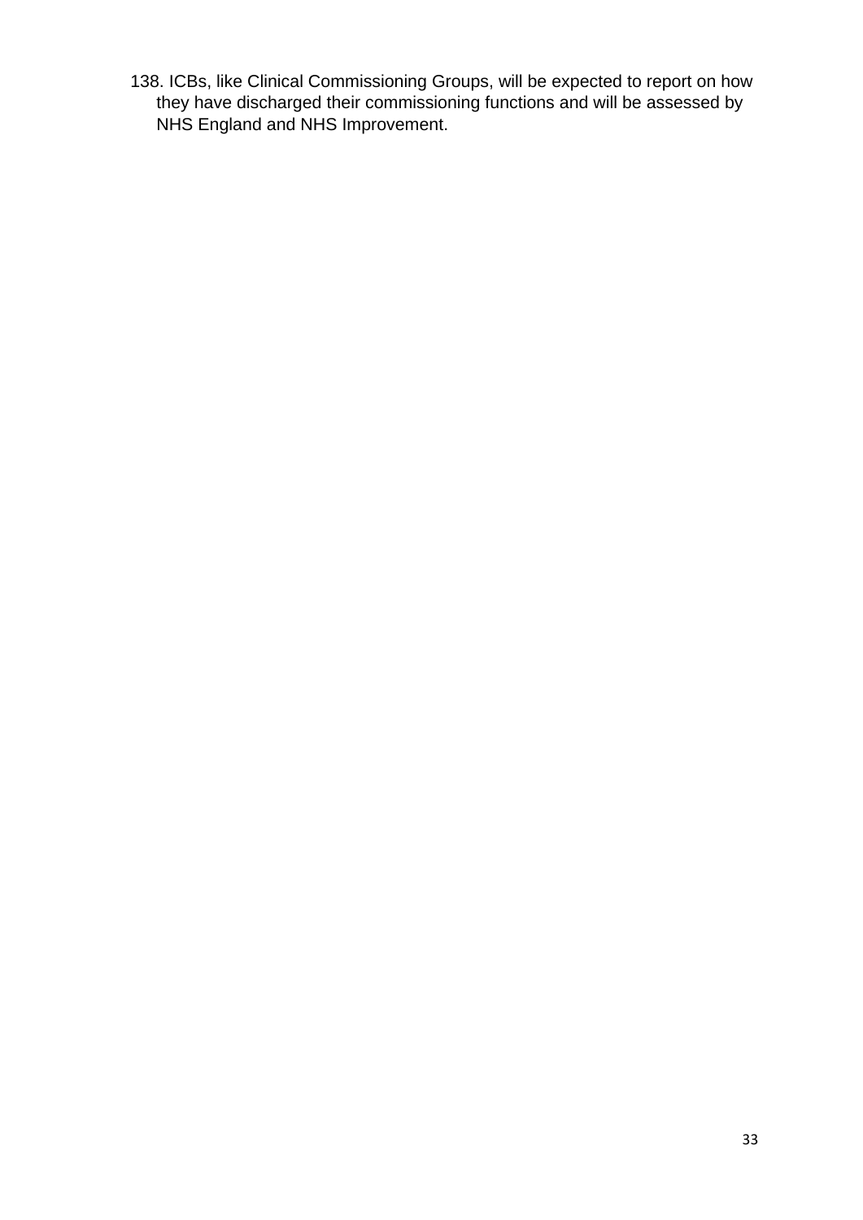138. ICBs, like Clinical Commissioning Groups, will be expected to report on how they have discharged their commissioning functions and will be assessed by NHS England and NHS Improvement.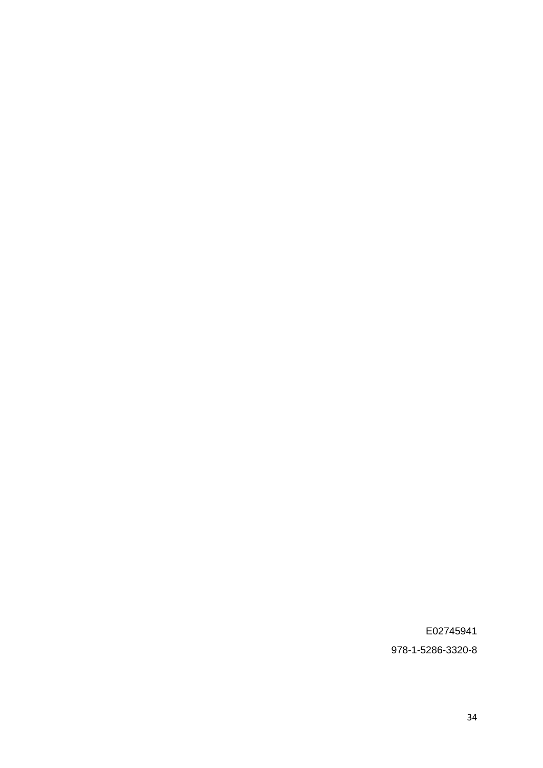E02745941

978-1-5286-3320-8